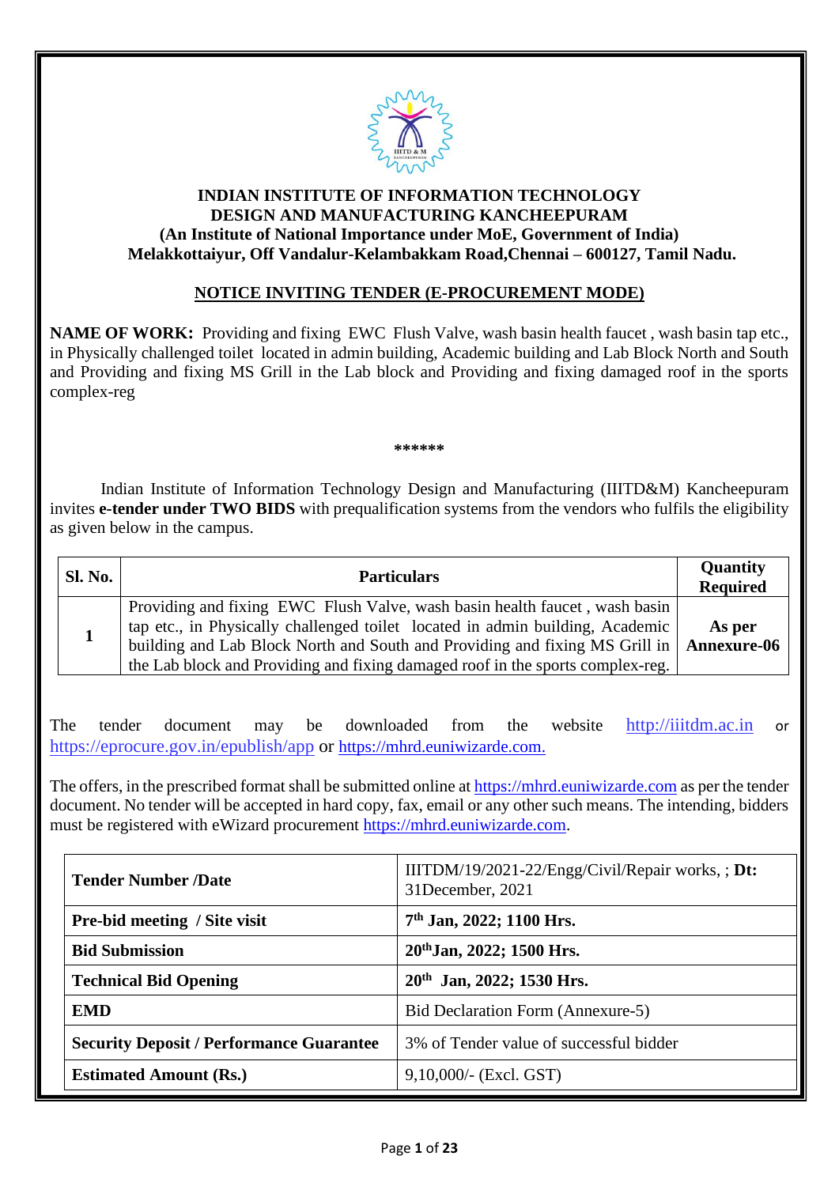**INDIAN INSTITUTE OF INFORMATION TECHNOLOGY**
**DESIGN AND MANUFACTURING KANCHEEPURAM**
**(An Institute of National Importance under MoE, Government of India)**
**Melakkottaiyur, Off Vandalur-Kelambakkam Road,Chennai – 600127, Tamil Nadu.**

## NOTICE INVITING TENDER (E-PROCUREMENT MODE)

**NAME OF WORK:** Providing and fixing EWC Flush Valve, wash basin health faucet , wash basin tap etc., in Physically challenged toilet located in admin building, Academic building and Lab Block North and South and Providing and fixing MS Grill in the Lab block and Providing and fixing damaged roof in the sports complex-reg

******

Indian Institute of Information Technology Design and Manufacturing (IIITD&M) Kancheepuram invites **e-tender under TWO BIDS** with prequalification systems from the vendors who fulfils the eligibility as given below in the campus.

| Sl. No. | Particulars | Quantity Required |
|---|---|---|
| **1** | Providing and fixing EWC Flush Valve, wash basin health faucet , wash basin tap etc., in Physically challenged toilet located in admin building, Academic building and Lab Block North and South and Providing and fixing MS Grill in the Lab block and Providing and fixing damaged roof in the sports complex-reg. | **As per Annexure-06** |

The tender document may be downloaded from the website http://iiitdm.ac.in or https://eprocure.gov.in/epublish/app or https://mhrd.euniwizarde.com.

The offers, in the prescribed format shall be submitted online at https://mhrd.euniwizarde.com as per the tender document. No tender will be accepted in hard copy, fax, email or any other such means. The intending, bidders must be registered with eWizard procurement https://mhrd.euniwizarde.com.

| | |
|---|---|
| **Tender Number /Date** | IIITDM/19/2021-22/Engg/Civil/Repair works, ; **Dt:** 31December, 2021 |
| **Pre-bid meeting / Site visit** | **7th Jan, 2022; 1100 Hrs.** |
| **Bid Submission** | **20thJan, 2022; 1500 Hrs.** |
| **Technical Bid Opening** | **20th Jan, 2022; 1530 Hrs.** |
| **EMD** | Bid Declaration Form (Annexure-5) |
| **Security Deposit / Performance Guarantee** | 3% of Tender value of successful bidder |
| **Estimated Amount (Rs.)** | 9,10,000/- (Excl. GST) |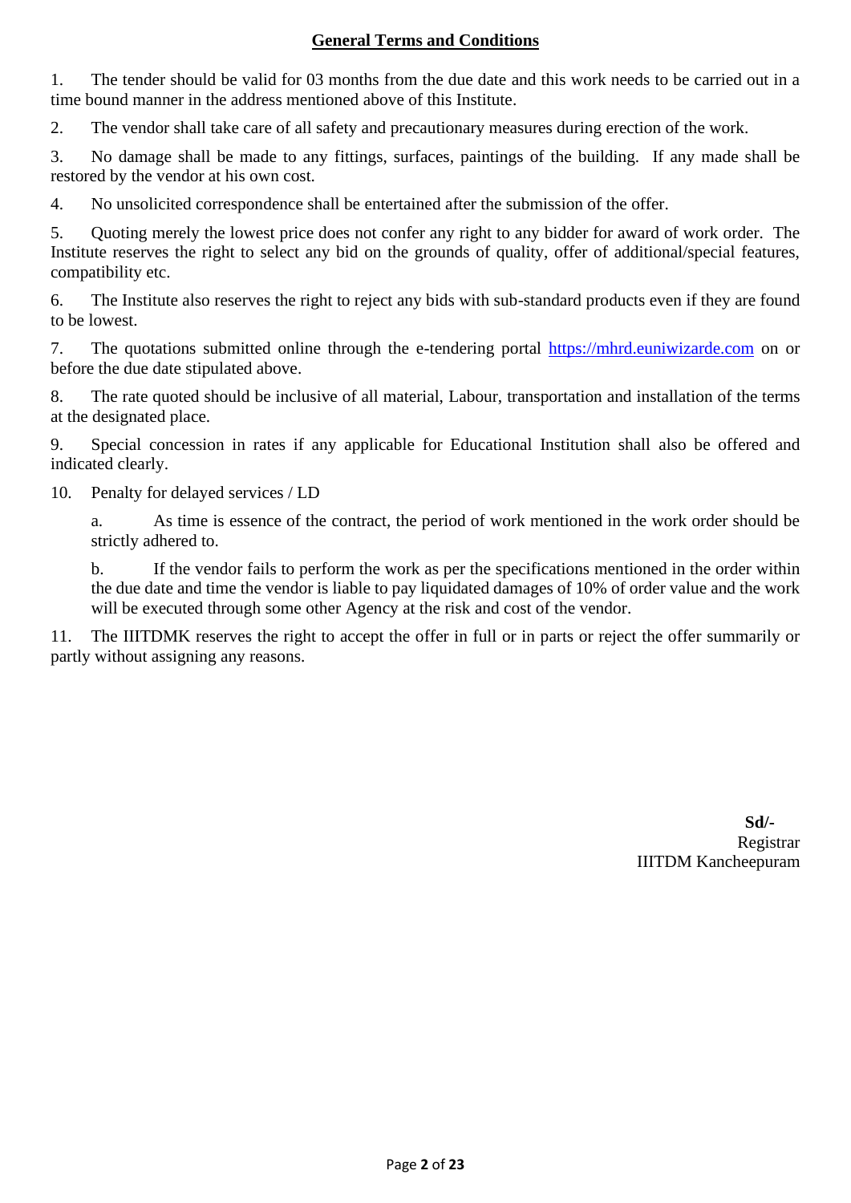## General Terms and Conditions

1. The tender should be valid for 03 months from the due date and this work needs to be carried out in a time bound manner in the address mentioned above of this Institute.

2. The vendor shall take care of all safety and precautionary measures during erection of the work.

3. No damage shall be made to any fittings, surfaces, paintings of the building. If any made shall be restored by the vendor at his own cost.

4. No unsolicited correspondence shall be entertained after the submission of the offer.

5. Quoting merely the lowest price does not confer any right to any bidder for award of work order. The Institute reserves the right to select any bid on the grounds of quality, offer of additional/special features, compatibility etc.

6. The Institute also reserves the right to reject any bids with sub-standard products even if they are found to be lowest.

7. The quotations submitted online through the e-tendering portal [https://mhrd.euniwizarde.com](https://mhrd.euniwizarde.com) on or before the due date stipulated above.

8. The rate quoted should be inclusive of all material, Labour, transportation and installation of the terms at the designated place.

9. Special concession in rates if any applicable for Educational Institution shall also be offered and indicated clearly.

10. Penalty for delayed services / LD

    a. As time is essence of the contract, the period of work mentioned in the work order should be strictly adhered to.

    b. If the vendor fails to perform the work as per the specifications mentioned in the order within the due date and time the vendor is liable to pay liquidated damages of 10% of order value and the work will be executed through some other Agency at the risk and cost of the vendor.

11. The IIITDMK reserves the right to accept the offer in full or in parts or reject the offer summarily or partly without assigning any reasons.

**Sd/-**
Registrar
IIITDM Kancheepuram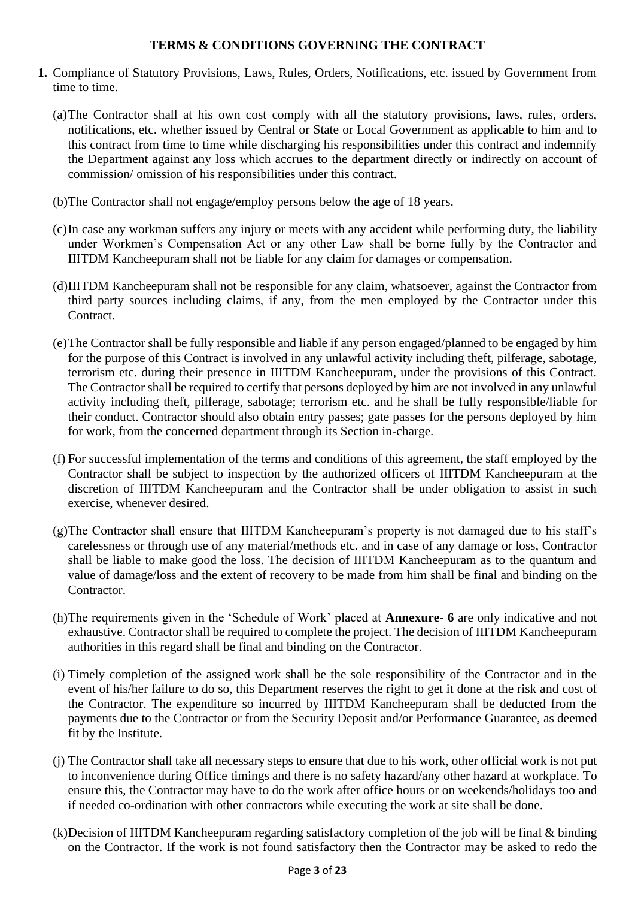## TERMS & CONDITIONS GOVERNING THE CONTRACT

1. Compliance of Statutory Provisions, Laws, Rules, Orders, Notifications, etc. issued by Government from time to time.

   (a) The Contractor shall at his own cost comply with all the statutory provisions, laws, rules, orders, notifications, etc. whether issued by Central or State or Local Government as applicable to him and to this contract from time to time while discharging his responsibilities under this contract and indemnify the Department against any loss which accrues to the department directly or indirectly on account of commission/ omission of his responsibilities under this contract.

   (b) The Contractor shall not engage/employ persons below the age of 18 years.

   (c) In case any workman suffers any injury or meets with any accident while performing duty, the liability under Workmen's Compensation Act or any other Law shall be borne fully by the Contractor and IIITDM Kancheepuram shall not be liable for any claim for damages or compensation.

   (d) IIITDM Kancheepuram shall not be responsible for any claim, whatsoever, against the Contractor from third party sources including claims, if any, from the men employed by the Contractor under this Contract.

   (e) The Contractor shall be fully responsible and liable if any person engaged/planned to be engaged by him for the purpose of this Contract is involved in any unlawful activity including theft, pilferage, sabotage, terrorism etc. during their presence in IIITDM Kancheepuram, under the provisions of this Contract. The Contractor shall be required to certify that persons deployed by him are not involved in any unlawful activity including theft, pilferage, sabotage; terrorism etc. and he shall be fully responsible/liable for their conduct. Contractor should also obtain entry passes; gate passes for the persons deployed by him for work, from the concerned department through its Section in-charge.

   (f) For successful implementation of the terms and conditions of this agreement, the staff employed by the Contractor shall be subject to inspection by the authorized officers of IIITDM Kancheepuram at the discretion of IIITDM Kancheepuram and the Contractor shall be under obligation to assist in such exercise, whenever desired.

   (g) The Contractor shall ensure that IIITDM Kancheepuram's property is not damaged due to his staff's carelessness or through use of any material/methods etc. and in case of any damage or loss, Contractor shall be liable to make good the loss. The decision of IIITDM Kancheepuram as to the quantum and value of damage/loss and the extent of recovery to be made from him shall be final and binding on the Contractor.

   (h) The requirements given in the 'Schedule of Work' placed at **Annexure- 6** are only indicative and not exhaustive. Contractor shall be required to complete the project. The decision of IIITDM Kancheepuram authorities in this regard shall be final and binding on the Contractor.

   (i) Timely completion of the assigned work shall be the sole responsibility of the Contractor and in the event of his/her failure to do so, this Department reserves the right to get it done at the risk and cost of the Contractor. The expenditure so incurred by IIITDM Kancheepuram shall be deducted from the payments due to the Contractor or from the Security Deposit and/or Performance Guarantee, as deemed fit by the Institute.

   (j) The Contractor shall take all necessary steps to ensure that due to his work, other official work is not put to inconvenience during Office timings and there is no safety hazard/any other hazard at workplace. To ensure this, the Contractor may have to do the work after office hours or on weekends/holidays too and if needed co-ordination with other contractors while executing the work at site shall be done.

   (k) Decision of IIITDM Kancheepuram regarding satisfactory completion of the job will be final & binding on the Contractor. If the work is not found satisfactory then the Contractor may be asked to redo the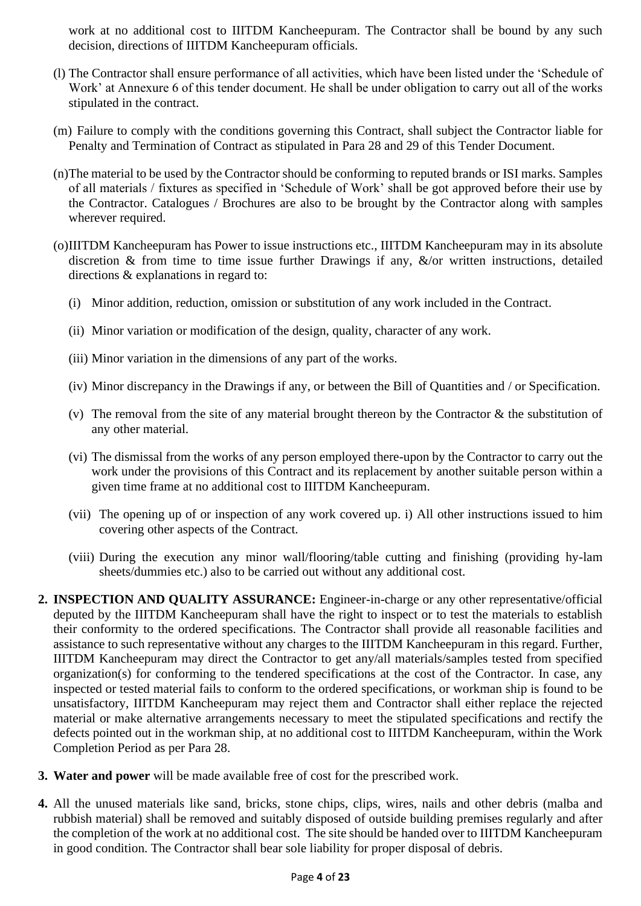work at no additional cost to IIITDM Kancheepuram. The Contractor shall be bound by any such decision, directions of IIITDM Kancheepuram officials.

(l) The Contractor shall ensure performance of all activities, which have been listed under the 'Schedule of Work' at Annexure 6 of this tender document. He shall be under obligation to carry out all of the works stipulated in the contract.

(m) Failure to comply with the conditions governing this Contract, shall subject the Contractor liable for Penalty and Termination of Contract as stipulated in Para 28 and 29 of this Tender Document.

(n)The material to be used by the Contractor should be conforming to reputed brands or ISI marks. Samples of all materials / fixtures as specified in 'Schedule of Work' shall be got approved before their use by the Contractor. Catalogues / Brochures are also to be brought by the Contractor along with samples wherever required.

(o)IIITDM Kancheepuram has Power to issue instructions etc., IIITDM Kancheepuram may in its absolute discretion & from time to time issue further Drawings if any, &/or written instructions, detailed directions & explanations in regard to:

(i) Minor addition, reduction, omission or substitution of any work included in the Contract.

(ii) Minor variation or modification of the design, quality, character of any work.

(iii) Minor variation in the dimensions of any part of the works.

(iv) Minor discrepancy in the Drawings if any, or between the Bill of Quantities and / or Specification.

(v) The removal from the site of any material brought thereon by the Contractor & the substitution of any other material.

(vi) The dismissal from the works of any person employed there-upon by the Contractor to carry out the work under the provisions of this Contract and its replacement by another suitable person within a given time frame at no additional cost to IIITDM Kancheepuram.

(vii) The opening up of or inspection of any work covered up. i) All other instructions issued to him covering other aspects of the Contract.

(viii) During the execution any minor wall/flooring/table cutting and finishing (providing hy-lam sheets/dummies etc.) also to be carried out without any additional cost.

2. **INSPECTION AND QUALITY ASSURANCE:** Engineer-in-charge or any other representative/official deputed by the IIITDM Kancheepuram shall have the right to inspect or to test the materials to establish their conformity to the ordered specifications. The Contractor shall provide all reasonable facilities and assistance to such representative without any charges to the IIITDM Kancheepuram in this regard. Further, IIITDM Kancheepuram may direct the Contractor to get any/all materials/samples tested from specified organization(s) for conforming to the tendered specifications at the cost of the Contractor. In case, any inspected or tested material fails to conform to the ordered specifications, or workman ship is found to be unsatisfactory, IIITDM Kancheepuram may reject them and Contractor shall either replace the rejected material or make alternative arrangements necessary to meet the stipulated specifications and rectify the defects pointed out in the workman ship, at no additional cost to IIITDM Kancheepuram, within the Work Completion Period as per Para 28.

3. **Water and power** will be made available free of cost for the prescribed work.

4. All the unused materials like sand, bricks, stone chips, clips, wires, nails and other debris (malba and rubbish material) shall be removed and suitably disposed of outside building premises regularly and after the completion of the work at no additional cost. The site should be handed over to IIITDM Kancheepuram in good condition. The Contractor shall bear sole liability for proper disposal of debris.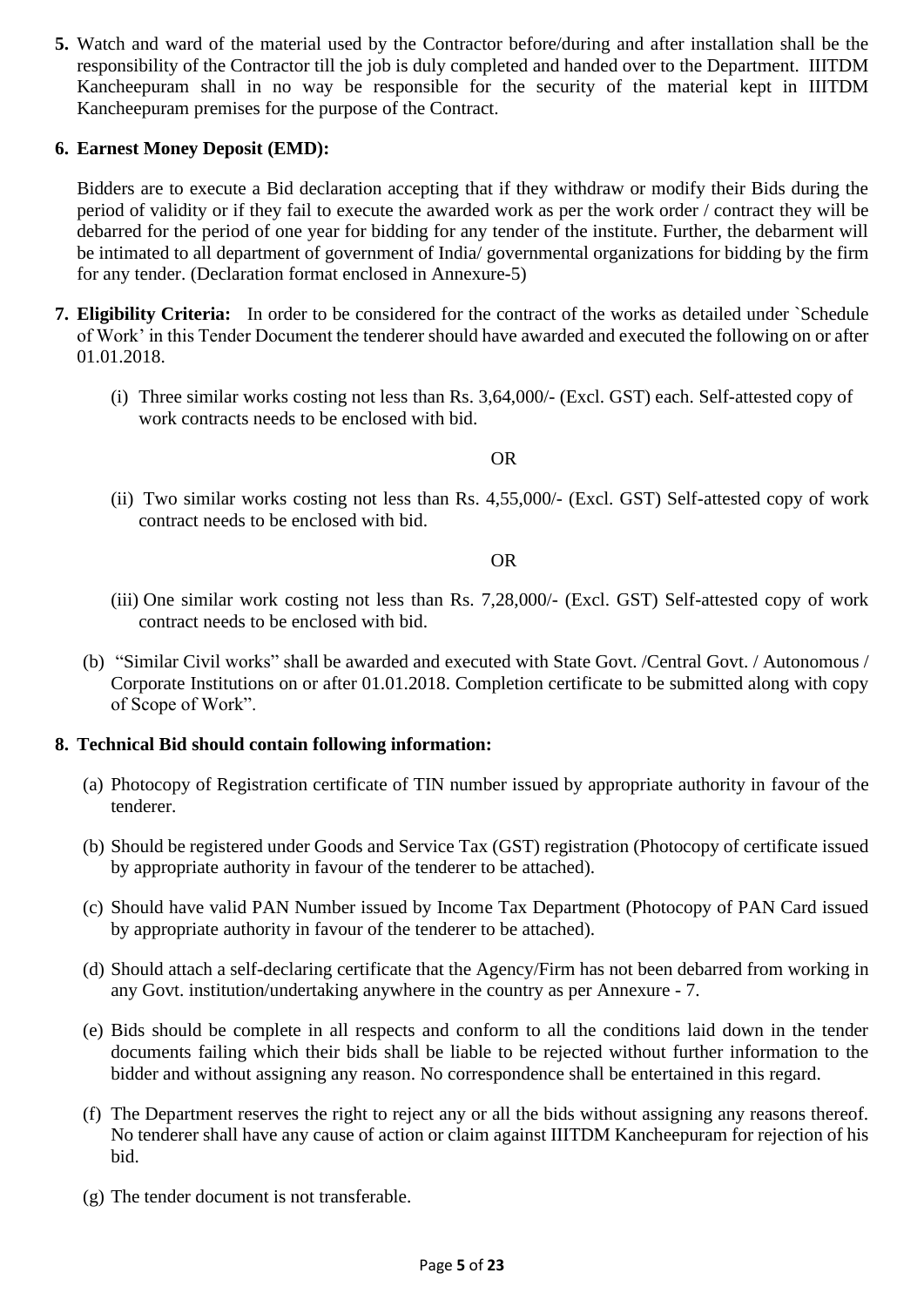5. Watch and ward of the material used by the Contractor before/during and after installation shall be the responsibility of the Contractor till the job is duly completed and handed over to the Department. IIITDM Kancheepuram shall in no way be responsible for the security of the material kept in IIITDM Kancheepuram premises for the purpose of the Contract.

6. **Earnest Money Deposit (EMD):**

   Bidders are to execute a Bid declaration accepting that if they withdraw or modify their Bids during the period of validity or if they fail to execute the awarded work as per the work order / contract they will be debarred for the period of one year for bidding for any tender of the institute. Further, the debarment will be intimated to all department of government of India/ governmental organizations for bidding by the firm for any tender. (Declaration format enclosed in Annexure-5)

7. **Eligibility Criteria:** In order to be considered for the contract of the works as detailed under `Schedule of Work' in this Tender Document the tenderer should have awarded and executed the following on or after 01.01.2018.

   (i) Three similar works costing not less than Rs. 3,64,000/- (Excl. GST) each. Self-attested copy of work contracts needs to be enclosed with bid.

   OR

   (ii) Two similar works costing not less than Rs. 4,55,000/- (Excl. GST) Self-attested copy of work contract needs to be enclosed with bid.

   OR

   (iii) One similar work costing not less than Rs. 7,28,000/- (Excl. GST) Self-attested copy of work contract needs to be enclosed with bid.

   (b) "Similar Civil works" shall be awarded and executed with State Govt. /Central Govt. / Autonomous / Corporate Institutions on or after 01.01.2018. Completion certificate to be submitted along with copy of Scope of Work".

8. **Technical Bid should contain following information:**

   (a) Photocopy of Registration certificate of TIN number issued by appropriate authority in favour of the tenderer.

   (b) Should be registered under Goods and Service Tax (GST) registration (Photocopy of certificate issued by appropriate authority in favour of the tenderer to be attached).

   (c) Should have valid PAN Number issued by Income Tax Department (Photocopy of PAN Card issued by appropriate authority in favour of the tenderer to be attached).

   (d) Should attach a self-declaring certificate that the Agency/Firm has not been debarred from working in any Govt. institution/undertaking anywhere in the country as per Annexure - 7.

   (e) Bids should be complete in all respects and conform to all the conditions laid down in the tender documents failing which their bids shall be liable to be rejected without further information to the bidder and without assigning any reason. No correspondence shall be entertained in this regard.

   (f) The Department reserves the right to reject any or all the bids without assigning any reasons thereof. No tenderer shall have any cause of action or claim against IIITDM Kancheepuram for rejection of his bid.

   (g) The tender document is not transferable.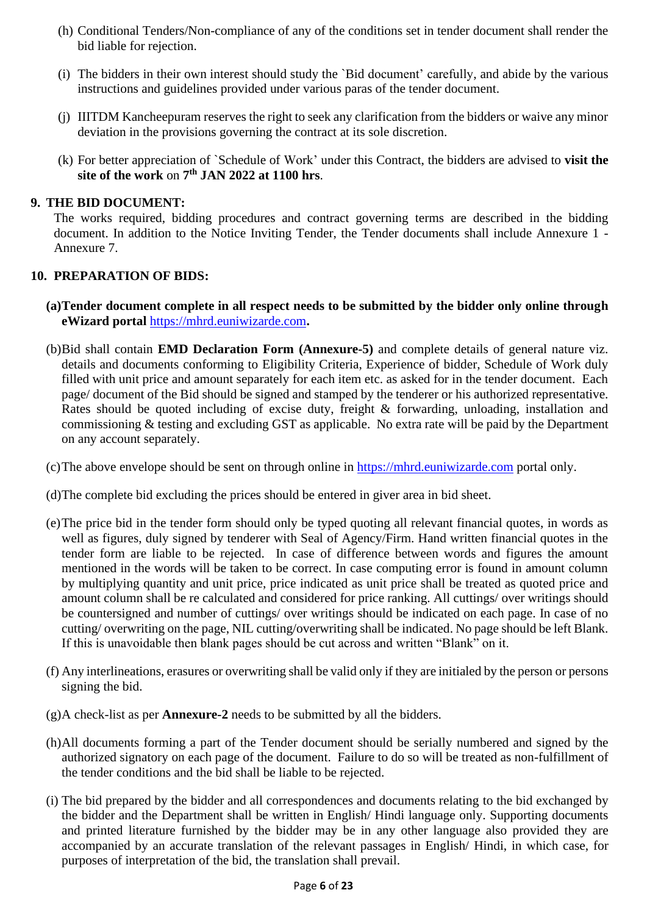(h) Conditional Tenders/Non-compliance of any of the conditions set in tender document shall render the bid liable for rejection.

(i) The bidders in their own interest should study the `Bid document' carefully, and abide by the various instructions and guidelines provided under various paras of the tender document.

(j) IIITDM Kancheepuram reserves the right to seek any clarification from the bidders or waive any minor deviation in the provisions governing the contract at its sole discretion.

(k) For better appreciation of `Schedule of Work' under this Contract, the bidders are advised to **visit the site of the work** on **7th JAN 2022 at 1100 hrs**.

**9. THE BID DOCUMENT:**

The works required, bidding procedures and contract governing terms are described in the bidding document. In addition to the Notice Inviting Tender, the Tender documents shall include Annexure 1 - Annexure 7.

**10. PREPARATION OF BIDS:**

**(a) Tender document complete in all respect needs to be submitted by the bidder only online through eWizard portal** https://mhrd.euniwizarde.com**.**

(b) Bid shall contain **EMD Declaration Form (Annexure-5)** and complete details of general nature viz. details and documents conforming to Eligibility Criteria, Experience of bidder, Schedule of Work duly filled with unit price and amount separately for each item etc. as asked for in the tender document. Each page/ document of the Bid should be signed and stamped by the tenderer or his authorized representative. Rates should be quoted including of excise duty, freight & forwarding, unloading, installation and commissioning & testing and excluding GST as applicable. No extra rate will be paid by the Department on any account separately.

(c) The above envelope should be sent on through online in https://mhrd.euniwizarde.com portal only.

(d) The complete bid excluding the prices should be entered in giver area in bid sheet.

(e) The price bid in the tender form should only be typed quoting all relevant financial quotes, in words as well as figures, duly signed by tenderer with Seal of Agency/Firm. Hand written financial quotes in the tender form are liable to be rejected. In case of difference between words and figures the amount mentioned in the words will be taken to be correct. In case computing error is found in amount column by multiplying quantity and unit price, price indicated as unit price shall be treated as quoted price and amount column shall be re calculated and considered for price ranking. All cuttings/ over writings should be countersigned and number of cuttings/ over writings should be indicated on each page. In case of no cutting/ overwriting on the page, NIL cutting/overwriting shall be indicated. No page should be left Blank. If this is unavoidable then blank pages should be cut across and written "Blank" on it.

(f) Any interlineations, erasures or overwriting shall be valid only if they are initialed by the person or persons signing the bid.

(g) A check-list as per **Annexure-2** needs to be submitted by all the bidders.

(h) All documents forming a part of the Tender document should be serially numbered and signed by the authorized signatory on each page of the document. Failure to do so will be treated as non-fulfillment of the tender conditions and the bid shall be liable to be rejected.

(i) The bid prepared by the bidder and all correspondences and documents relating to the bid exchanged by the bidder and the Department shall be written in English/ Hindi language only. Supporting documents and printed literature furnished by the bidder may be in any other language also provided they are accompanied by an accurate translation of the relevant passages in English/ Hindi, in which case, for purposes of interpretation of the bid, the translation shall prevail.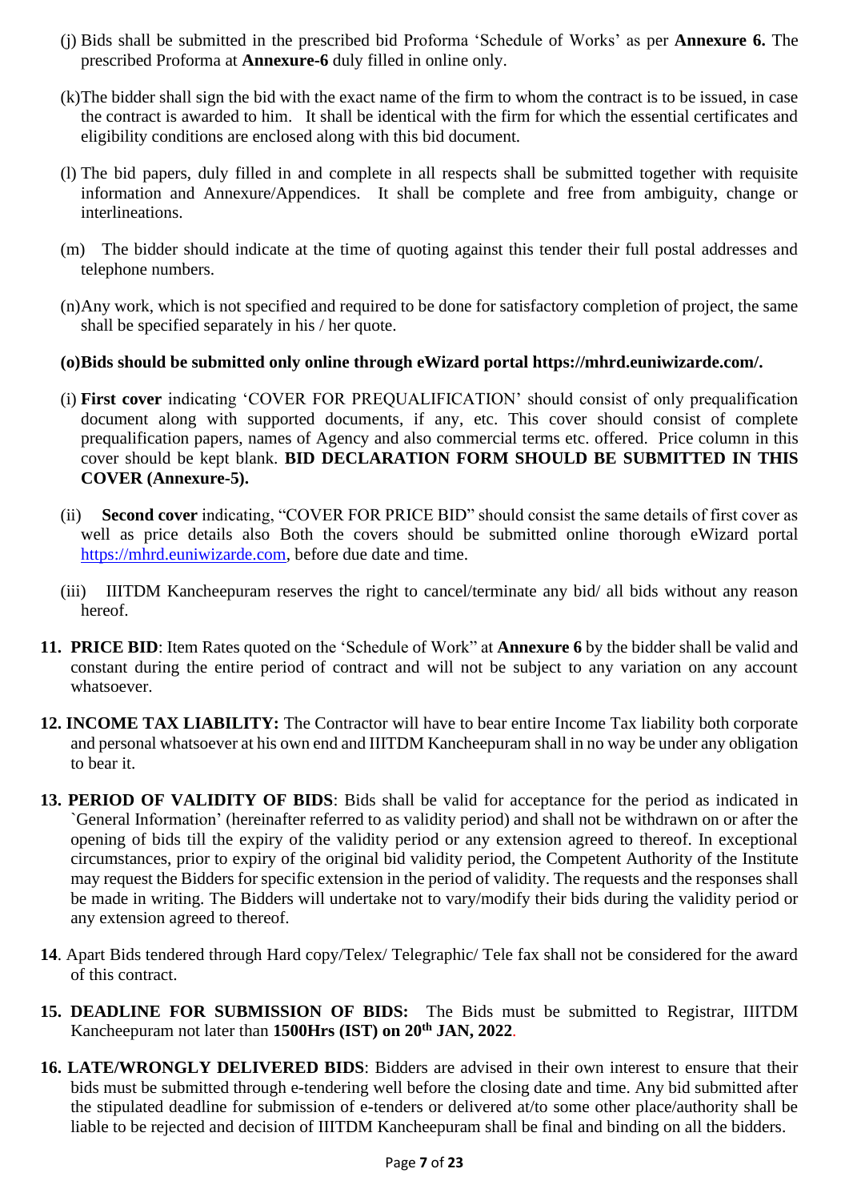(j) Bids shall be submitted in the prescribed bid Proforma 'Schedule of Works' as per **Annexure 6.** The prescribed Proforma at **Annexure-6** duly filled in online only.

(k)The bidder shall sign the bid with the exact name of the firm to whom the contract is to be issued, in case the contract is awarded to him. It shall be identical with the firm for which the essential certificates and eligibility conditions are enclosed along with this bid document.

(l) The bid papers, duly filled in and complete in all respects shall be submitted together with requisite information and Annexure/Appendices. It shall be complete and free from ambiguity, change or interlineations.

(m) The bidder should indicate at the time of quoting against this tender their full postal addresses and telephone numbers.

(n)Any work, which is not specified and required to be done for satisfactory completion of project, the same shall be specified separately in his / her quote.

**(o)Bids should be submitted only online through eWizard portal https://mhrd.euniwizarde.com/.**

(i) **First cover** indicating 'COVER FOR PREQUALIFICATION' should consist of only prequalification document along with supported documents, if any, etc. This cover should consist of complete prequalification papers, names of Agency and also commercial terms etc. offered. Price column in this cover should be kept blank. **BID DECLARATION FORM SHOULD BE SUBMITTED IN THIS COVER (Annexure-5).**

(ii) **Second cover** indicating, "COVER FOR PRICE BID" should consist the same details of first cover as well as price details also Both the covers should be submitted online thorough eWizard portal https://mhrd.euniwizarde.com, before due date and time.

(iii) IIITDM Kancheepuram reserves the right to cancel/terminate any bid/ all bids without any reason hereof.

**11. PRICE BID**: Item Rates quoted on the 'Schedule of Work" at **Annexure 6** by the bidder shall be valid and constant during the entire period of contract and will not be subject to any variation on any account whatsoever.

**12. INCOME TAX LIABILITY:** The Contractor will have to bear entire Income Tax liability both corporate and personal whatsoever at his own end and IIITDM Kancheepuram shall in no way be under any obligation to bear it.

**13. PERIOD OF VALIDITY OF BIDS**: Bids shall be valid for acceptance for the period as indicated in `General Information' (hereinafter referred to as validity period) and shall not be withdrawn on or after the opening of bids till the expiry of the validity period or any extension agreed to thereof. In exceptional circumstances, prior to expiry of the original bid validity period, the Competent Authority of the Institute may request the Bidders for specific extension in the period of validity. The requests and the responses shall be made in writing. The Bidders will undertake not to vary/modify their bids during the validity period or any extension agreed to thereof.

**14**. Apart Bids tendered through Hard copy/Telex/ Telegraphic/ Tele fax shall not be considered for the award of this contract.

**15. DEADLINE FOR SUBMISSION OF BIDS:** The Bids must be submitted to Registrar, IIITDM Kancheepuram not later than **1500Hrs (IST) on 20th JAN, 2022**.

**16. LATE/WRONGLY DELIVERED BIDS**: Bidders are advised in their own interest to ensure that their bids must be submitted through e-tendering well before the closing date and time. Any bid submitted after the stipulated deadline for submission of e-tenders or delivered at/to some other place/authority shall be liable to be rejected and decision of IIITDM Kancheepuram shall be final and binding on all the bidders.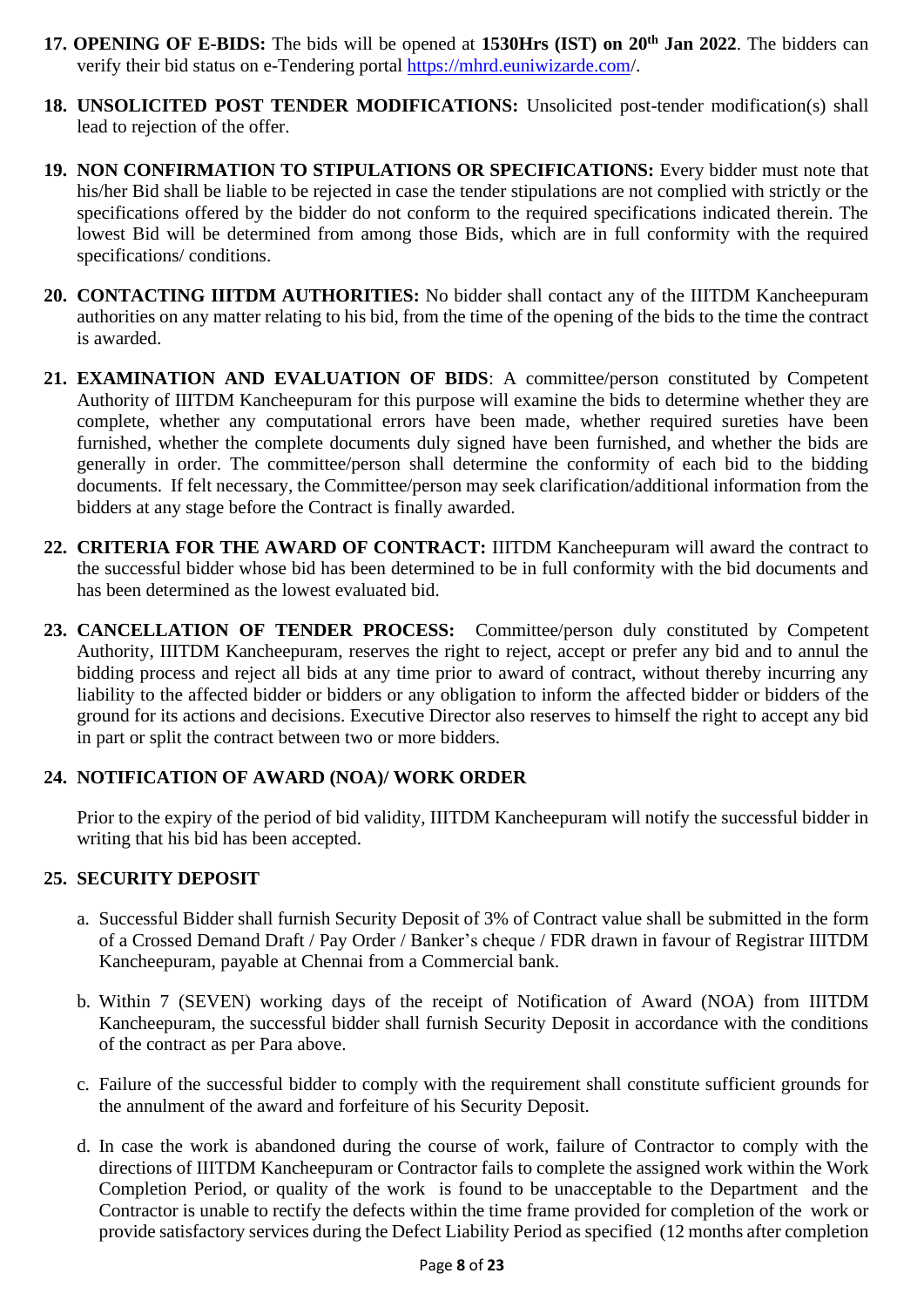17. **OPENING OF E-BIDS:** The bids will be opened at **1530Hrs (IST) on 20th Jan 2022**. The bidders can verify their bid status on e-Tendering portal https://mhrd.euniwizarde.com/.

18. **UNSOLICITED POST TENDER MODIFICATIONS:** Unsolicited post-tender modification(s) shall lead to rejection of the offer.

19. **NON CONFIRMATION TO STIPULATIONS OR SPECIFICATIONS:** Every bidder must note that his/her Bid shall be liable to be rejected in case the tender stipulations are not complied with strictly or the specifications offered by the bidder do not conform to the required specifications indicated therein. The lowest Bid will be determined from among those Bids, which are in full conformity with the required specifications/ conditions.

20. **CONTACTING IIITDM AUTHORITIES:** No bidder shall contact any of the IIITDM Kancheepuram authorities on any matter relating to his bid, from the time of the opening of the bids to the time the contract is awarded.

21. **EXAMINATION AND EVALUATION OF BIDS**: A committee/person constituted by Competent Authority of IIITDM Kancheepuram for this purpose will examine the bids to determine whether they are complete, whether any computational errors have been made, whether required sureties have been furnished, whether the complete documents duly signed have been furnished, and whether the bids are generally in order. The committee/person shall determine the conformity of each bid to the bidding documents. If felt necessary, the Committee/person may seek clarification/additional information from the bidders at any stage before the Contract is finally awarded.

22. **CRITERIA FOR THE AWARD OF CONTRACT:** IIITDM Kancheepuram will award the contract to the successful bidder whose bid has been determined to be in full conformity with the bid documents and has been determined as the lowest evaluated bid.

23. **CANCELLATION OF TENDER PROCESS:** Committee/person duly constituted by Competent Authority, IIITDM Kancheepuram, reserves the right to reject, accept or prefer any bid and to annul the bidding process and reject all bids at any time prior to award of contract, without thereby incurring any liability to the affected bidder or bidders or any obligation to inform the affected bidder or bidders of the ground for its actions and decisions. Executive Director also reserves to himself the right to accept any bid in part or split the contract between two or more bidders.

24. **NOTIFICATION OF AWARD (NOA)/ WORK ORDER**

    Prior to the expiry of the period of bid validity, IIITDM Kancheepuram will notify the successful bidder in writing that his bid has been accepted.

25. **SECURITY DEPOSIT**

    a. Successful Bidder shall furnish Security Deposit of 3% of Contract value shall be submitted in the form of a Crossed Demand Draft / Pay Order / Banker's cheque / FDR drawn in favour of Registrar IIITDM Kancheepuram, payable at Chennai from a Commercial bank.

    b. Within 7 (SEVEN) working days of the receipt of Notification of Award (NOA) from IIITDM Kancheepuram, the successful bidder shall furnish Security Deposit in accordance with the conditions of the contract as per Para above.

    c. Failure of the successful bidder to comply with the requirement shall constitute sufficient grounds for the annulment of the award and forfeiture of his Security Deposit.

    d. In case the work is abandoned during the course of work, failure of Contractor to comply with the directions of IIITDM Kancheepuram or Contractor fails to complete the assigned work within the Work Completion Period, or quality of the work is found to be unacceptable to the Department and the Contractor is unable to rectify the defects within the time frame provided for completion of the work or provide satisfactory services during the Defect Liability Period as specified (12 months after completion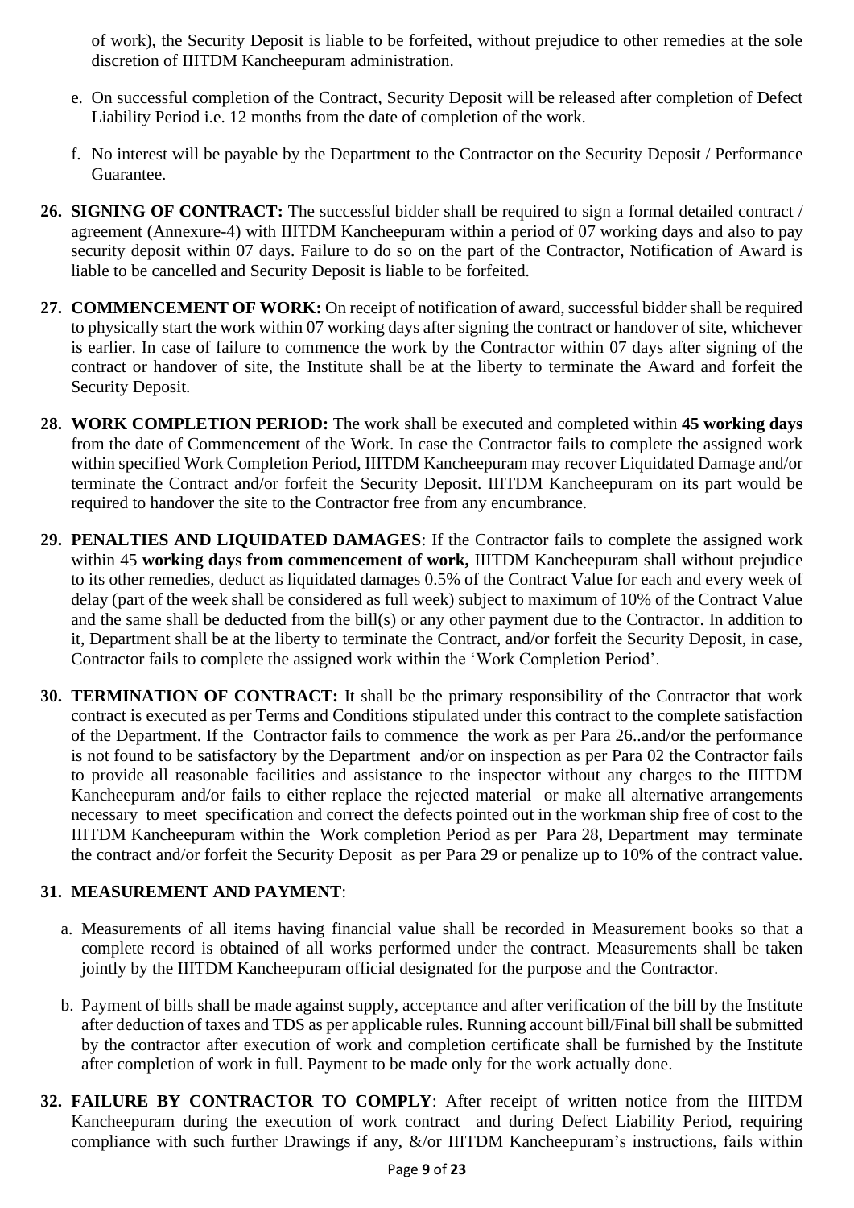of work), the Security Deposit is liable to be forfeited, without prejudice to other remedies at the sole discretion of IIITDM Kancheepuram administration.

e. On successful completion of the Contract, Security Deposit will be released after completion of Defect Liability Period i.e. 12 months from the date of completion of the work.

f. No interest will be payable by the Department to the Contractor on the Security Deposit / Performance Guarantee.

**26. SIGNING OF CONTRACT:** The successful bidder shall be required to sign a formal detailed contract / agreement (Annexure-4) with IIITDM Kancheepuram within a period of 07 working days and also to pay security deposit within 07 days. Failure to do so on the part of the Contractor, Notification of Award is liable to be cancelled and Security Deposit is liable to be forfeited.

**27. COMMENCEMENT OF WORK:** On receipt of notification of award, successful bidder shall be required to physically start the work within 07 working days after signing the contract or handover of site, whichever is earlier. In case of failure to commence the work by the Contractor within 07 days after signing of the contract or handover of site, the Institute shall be at the liberty to terminate the Award and forfeit the Security Deposit.

**28. WORK COMPLETION PERIOD:** The work shall be executed and completed within **45 working days** from the date of Commencement of the Work. In case the Contractor fails to complete the assigned work within specified Work Completion Period, IIITDM Kancheepuram may recover Liquidated Damage and/or terminate the Contract and/or forfeit the Security Deposit. IIITDM Kancheepuram on its part would be required to handover the site to the Contractor free from any encumbrance.

**29. PENALTIES AND LIQUIDATED DAMAGES**: If the Contractor fails to complete the assigned work within 45 **working days from commencement of work,** IIITDM Kancheepuram shall without prejudice to its other remedies, deduct as liquidated damages 0.5% of the Contract Value for each and every week of delay (part of the week shall be considered as full week) subject to maximum of 10% of the Contract Value and the same shall be deducted from the bill(s) or any other payment due to the Contractor. In addition to it, Department shall be at the liberty to terminate the Contract, and/or forfeit the Security Deposit, in case, Contractor fails to complete the assigned work within the 'Work Completion Period'.

**30. TERMINATION OF CONTRACT:** It shall be the primary responsibility of the Contractor that work contract is executed as per Terms and Conditions stipulated under this contract to the complete satisfaction of the Department. If the Contractor fails to commence the work as per Para 26..and/or the performance is not found to be satisfactory by the Department and/or on inspection as per Para 02 the Contractor fails to provide all reasonable facilities and assistance to the inspector without any charges to the IIITDM Kancheepuram and/or fails to either replace the rejected material or make all alternative arrangements necessary to meet specification and correct the defects pointed out in the workman ship free of cost to the IIITDM Kancheepuram within the Work completion Period as per Para 28, Department may terminate the contract and/or forfeit the Security Deposit as per Para 29 or penalize up to 10% of the contract value.

**31. MEASUREMENT AND PAYMENT**:

a. Measurements of all items having financial value shall be recorded in Measurement books so that a complete record is obtained of all works performed under the contract. Measurements shall be taken jointly by the IIITDM Kancheepuram official designated for the purpose and the Contractor.

b. Payment of bills shall be made against supply, acceptance and after verification of the bill by the Institute after deduction of taxes and TDS as per applicable rules. Running account bill/Final bill shall be submitted by the contractor after execution of work and completion certificate shall be furnished by the Institute after completion of work in full. Payment to be made only for the work actually done.

**32. FAILURE BY CONTRACTOR TO COMPLY**: After receipt of written notice from the IIITDM Kancheepuram during the execution of work contract and during Defect Liability Period, requiring compliance with such further Drawings if any, &/or IIITDM Kancheepuram's instructions, fails within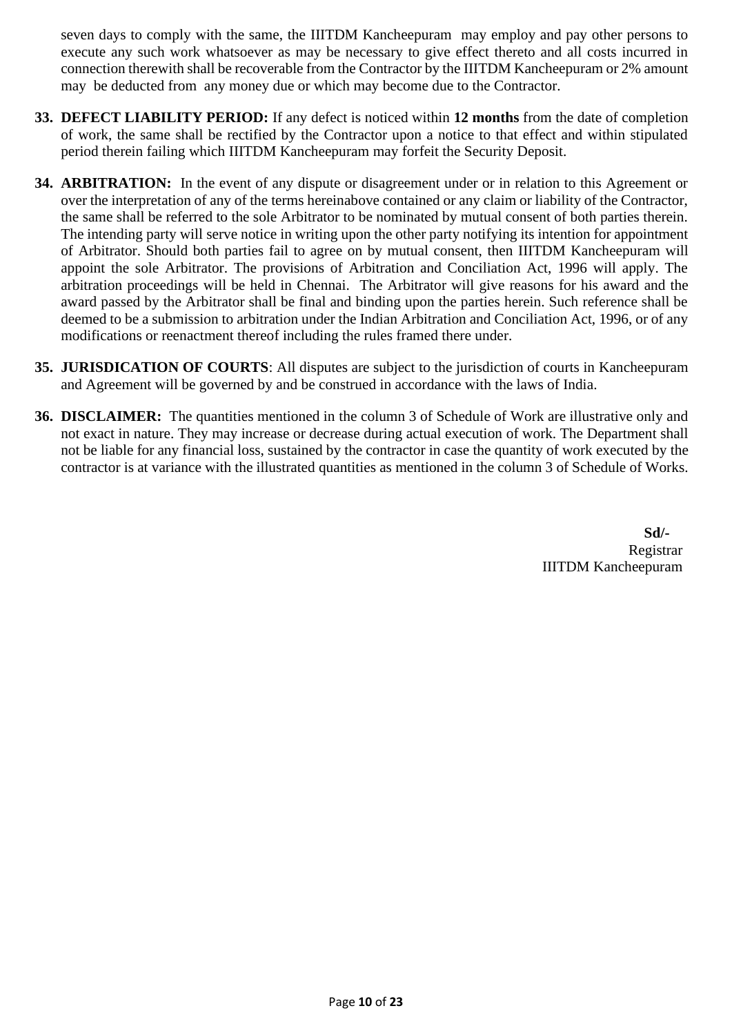seven days to comply with the same, the IIITDM Kancheepuram may employ and pay other persons to execute any such work whatsoever as may be necessary to give effect thereto and all costs incurred in connection therewith shall be recoverable from the Contractor by the IIITDM Kancheepuram or 2% amount may be deducted from any money due or which may become due to the Contractor.

33. **DEFECT LIABILITY PERIOD:** If any defect is noticed within **12 months** from the date of completion of work, the same shall be rectified by the Contractor upon a notice to that effect and within stipulated period therein failing which IIITDM Kancheepuram may forfeit the Security Deposit.

34. **ARBITRATION:** In the event of any dispute or disagreement under or in relation to this Agreement or over the interpretation of any of the terms hereinabove contained or any claim or liability of the Contractor, the same shall be referred to the sole Arbitrator to be nominated by mutual consent of both parties therein. The intending party will serve notice in writing upon the other party notifying its intention for appointment of Arbitrator. Should both parties fail to agree on by mutual consent, then IIITDM Kancheepuram will appoint the sole Arbitrator. The provisions of Arbitration and Conciliation Act, 1996 will apply. The arbitration proceedings will be held in Chennai. The Arbitrator will give reasons for his award and the award passed by the Arbitrator shall be final and binding upon the parties herein. Such reference shall be deemed to be a submission to arbitration under the Indian Arbitration and Conciliation Act, 1996, or of any modifications or reenactment thereof including the rules framed there under.

35. **JURISDICATION OF COURTS**: All disputes are subject to the jurisdiction of courts in Kancheepuram and Agreement will be governed by and be construed in accordance with the laws of India.

36. **DISCLAIMER:** The quantities mentioned in the column 3 of Schedule of Work are illustrative only and not exact in nature. They may increase or decrease during actual execution of work. The Department shall not be liable for any financial loss, sustained by the contractor in case the quantity of work executed by the contractor is at variance with the illustrated quantities as mentioned in the column 3 of Schedule of Works.

**Sd/-**
Registrar
IIITDM Kancheepuram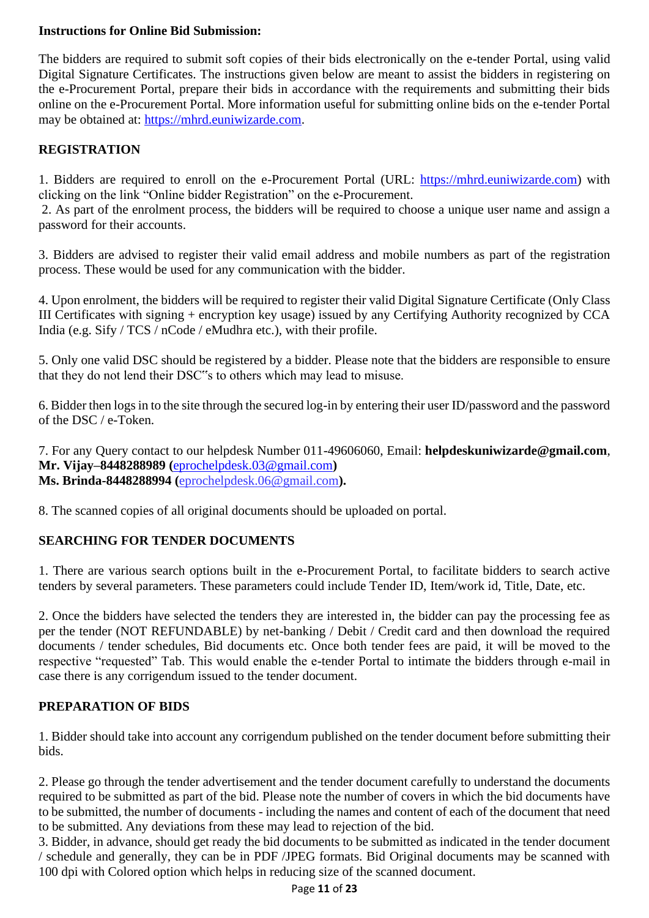**Instructions for Online Bid Submission:**

The bidders are required to submit soft copies of their bids electronically on the e-tender Portal, using valid Digital Signature Certificates. The instructions given below are meant to assist the bidders in registering on the e-Procurement Portal, prepare their bids in accordance with the requirements and submitting their bids online on the e-Procurement Portal. More information useful for submitting online bids on the e-tender Portal may be obtained at: https://mhrd.euniwizarde.com.

**REGISTRATION**

1. Bidders are required to enroll on the e-Procurement Portal (URL: https://mhrd.euniwizarde.com) with clicking on the link "Online bidder Registration" on the e-Procurement.
2. As part of the enrolment process, the bidders will be required to choose a unique user name and assign a password for their accounts.

3. Bidders are advised to register their valid email address and mobile numbers as part of the registration process. These would be used for any communication with the bidder.

4. Upon enrolment, the bidders will be required to register their valid Digital Signature Certificate (Only Class III Certificates with signing + encryption key usage) issued by any Certifying Authority recognized by CCA India (e.g. Sify / TCS / nCode / eMudhra etc.), with their profile.

5. Only one valid DSC should be registered by a bidder. Please note that the bidders are responsible to ensure that they do not lend their DSC‟s to others which may lead to misuse.

6. Bidder then logs in to the site through the secured log-in by entering their user ID/password and the password of the DSC / e-Token.

7. For any Query contact to our helpdesk Number 011-49606060, Email: **helpdeskuniwizarde@gmail.com**, **Mr. Vijay–8448288989 (**eprochelpdesk.03@gmail.com**)**
**Ms. Brinda-8448288994 (**eprochelpdesk.06@gmail.com**).**

8. The scanned copies of all original documents should be uploaded on portal.

**SEARCHING FOR TENDER DOCUMENTS**

1. There are various search options built in the e-Procurement Portal, to facilitate bidders to search active tenders by several parameters. These parameters could include Tender ID, Item/work id, Title, Date, etc.

2. Once the bidders have selected the tenders they are interested in, the bidder can pay the processing fee as per the tender (NOT REFUNDABLE) by net-banking / Debit / Credit card and then download the required documents / tender schedules, Bid documents etc. Once both tender fees are paid, it will be moved to the respective "requested" Tab. This would enable the e-tender Portal to intimate the bidders through e-mail in case there is any corrigendum issued to the tender document.

**PREPARATION OF BIDS**

1. Bidder should take into account any corrigendum published on the tender document before submitting their bids.

2. Please go through the tender advertisement and the tender document carefully to understand the documents required to be submitted as part of the bid. Please note the number of covers in which the bid documents have to be submitted, the number of documents - including the names and content of each of the document that need to be submitted. Any deviations from these may lead to rejection of the bid.
3. Bidder, in advance, should get ready the bid documents to be submitted as indicated in the tender document / schedule and generally, they can be in PDF /JPEG formats. Bid Original documents may be scanned with 100 dpi with Colored option which helps in reducing size of the scanned document.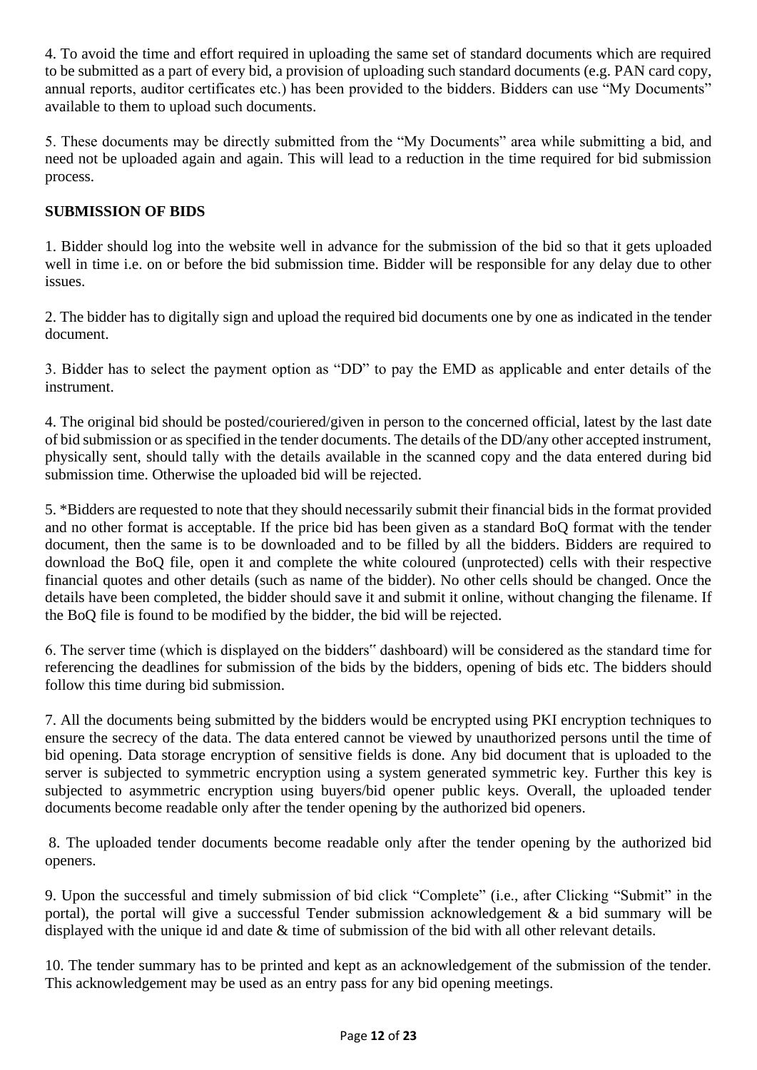4. To avoid the time and effort required in uploading the same set of standard documents which are required to be submitted as a part of every bid, a provision of uploading such standard documents (e.g. PAN card copy, annual reports, auditor certificates etc.) has been provided to the bidders. Bidders can use "My Documents" available to them to upload such documents.

5. These documents may be directly submitted from the "My Documents" area while submitting a bid, and need not be uploaded again and again. This will lead to a reduction in the time required for bid submission process.

**SUBMISSION OF BIDS**

1. Bidder should log into the website well in advance for the submission of the bid so that it gets uploaded well in time i.e. on or before the bid submission time. Bidder will be responsible for any delay due to other issues.

2. The bidder has to digitally sign and upload the required bid documents one by one as indicated in the tender document.

3. Bidder has to select the payment option as "DD" to pay the EMD as applicable and enter details of the instrument.

4. The original bid should be posted/couriered/given in person to the concerned official, latest by the last date of bid submission or as specified in the tender documents. The details of the DD/any other accepted instrument, physically sent, should tally with the details available in the scanned copy and the data entered during bid submission time. Otherwise the uploaded bid will be rejected.

5. *Bidders are requested to note that they should necessarily submit their financial bids in the format provided and no other format is acceptable. If the price bid has been given as a standard BoQ format with the tender document, then the same is to be downloaded and to be filled by all the bidders. Bidders are required to download the BoQ file, open it and complete the white coloured (unprotected) cells with their respective financial quotes and other details (such as name of the bidder). No other cells should be changed. Once the details have been completed, the bidder should save it and submit it online, without changing the filename. If the BoQ file is found to be modified by the bidder, the bid will be rejected.

6. The server time (which is displayed on the bidders" dashboard) will be considered as the standard time for referencing the deadlines for submission of the bids by the bidders, opening of bids etc. The bidders should follow this time during bid submission.

7. All the documents being submitted by the bidders would be encrypted using PKI encryption techniques to ensure the secrecy of the data. The data entered cannot be viewed by unauthorized persons until the time of bid opening. Data storage encryption of sensitive fields is done. Any bid document that is uploaded to the server is subjected to symmetric encryption using a system generated symmetric key. Further this key is subjected to asymmetric encryption using buyers/bid opener public keys. Overall, the uploaded tender documents become readable only after the tender opening by the authorized bid openers.

8. The uploaded tender documents become readable only after the tender opening by the authorized bid openers.

9. Upon the successful and timely submission of bid click "Complete" (i.e., after Clicking "Submit" in the portal), the portal will give a successful Tender submission acknowledgement & a bid summary will be displayed with the unique id and date & time of submission of the bid with all other relevant details.

10. The tender summary has to be printed and kept as an acknowledgement of the submission of the tender. This acknowledgement may be used as an entry pass for any bid opening meetings.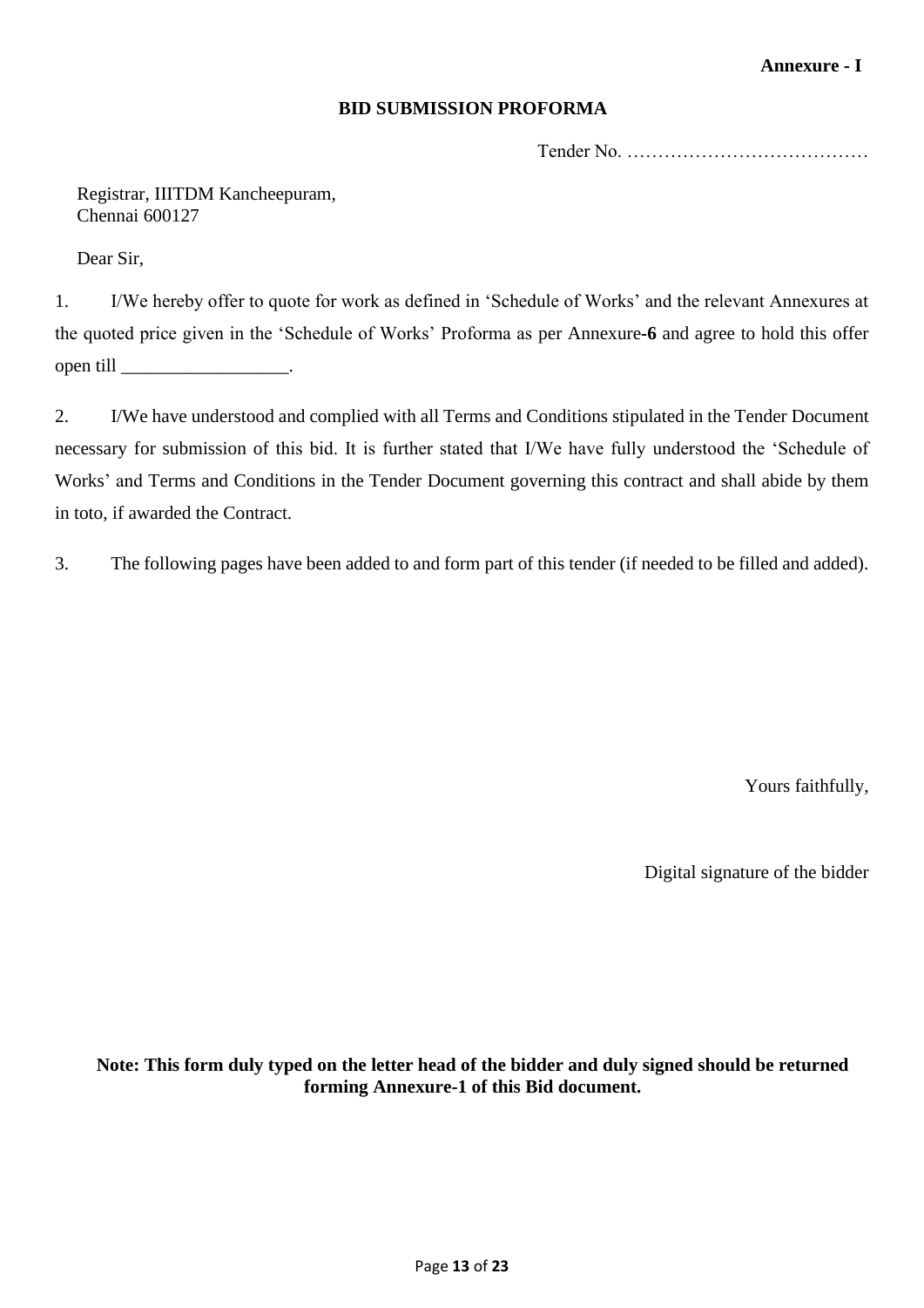**Annexure - I**

**BID SUBMISSION PROFORMA**

Tender No. …………………………………

Registrar, IIITDM Kancheepuram,
Chennai 600127

Dear Sir,

1. I/We hereby offer to quote for work as defined in 'Schedule of Works' and the relevant Annexures at the quoted price given in the 'Schedule of Works' Proforma as per Annexure-**6** and agree to hold this offer open till __________________.

2. I/We have understood and complied with all Terms and Conditions stipulated in the Tender Document necessary for submission of this bid. It is further stated that I/We have fully understood the 'Schedule of Works' and Terms and Conditions in the Tender Document governing this contract and shall abide by them in toto, if awarded the Contract.

3. The following pages have been added to and form part of this tender (if needed to be filled and added).

Yours faithfully,

Digital signature of the bidder

**Note: This form duly typed on the letter head of the bidder and duly signed should be returned forming Annexure-1 of this Bid document.**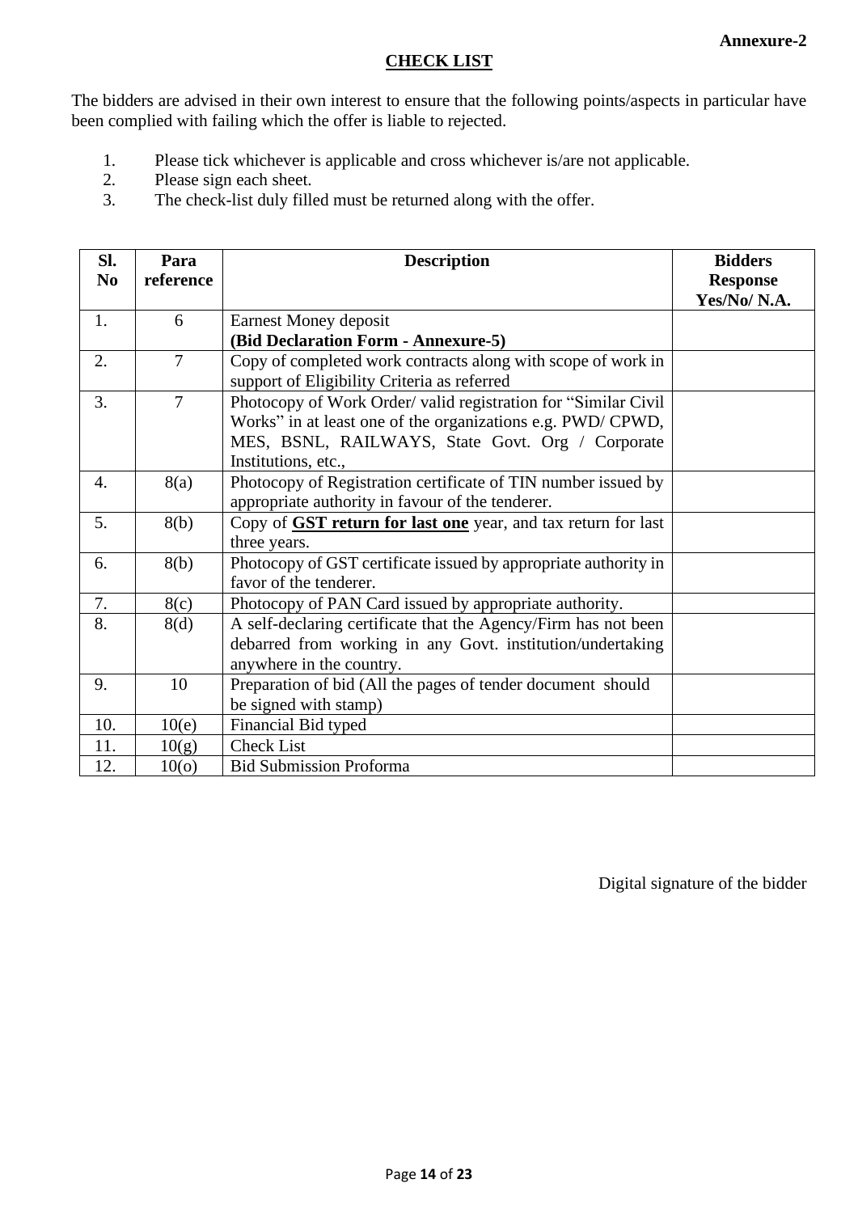**Annexure-2**

## CHECK LIST

The bidders are advised in their own interest to ensure that the following points/aspects in particular have been complied with failing which the offer is liable to rejected.

1. Please tick whichever is applicable and cross whichever is/are not applicable.
2. Please sign each sheet.
3. The check-list duly filled must be returned along with the offer.

| Sl. No | Para reference | Description | Bidders Response Yes/No/ N.A. |
|---|---|---|---|
| 1. | 6 | Earnest Money deposit **(Bid Declaration Form - Annexure-5)** | |
| 2. | 7 | Copy of completed work contracts along with scope of work in support of Eligibility Criteria as referred | |
| 3. | 7 | Photocopy of Work Order/ valid registration for "Similar Civil Works" in at least one of the organizations e.g. PWD/ CPWD, MES, BSNL, RAILWAYS, State Govt. Org / Corporate Institutions, etc., | |
| 4. | 8(a) | Photocopy of Registration certificate of TIN number issued by appropriate authority in favour of the tenderer. | |
| 5. | 8(b) | Copy of **GST return for last one** year, and tax return for last three years. | |
| 6. | 8(b) | Photocopy of GST certificate issued by appropriate authority in favor of the tenderer. | |
| 7. | 8(c) | Photocopy of PAN Card issued by appropriate authority. | |
| 8. | 8(d) | A self-declaring certificate that the Agency/Firm has not been debarred from working in any Govt. institution/undertaking anywhere in the country. | |
| 9. | 10 | Preparation of bid (All the pages of tender document should be signed with stamp) | |
| 10. | 10(e) | Financial Bid typed | |
| 11. | 10(g) | Check List | |
| 12. | 10(o) | Bid Submission Proforma | |

Digital signature of the bidder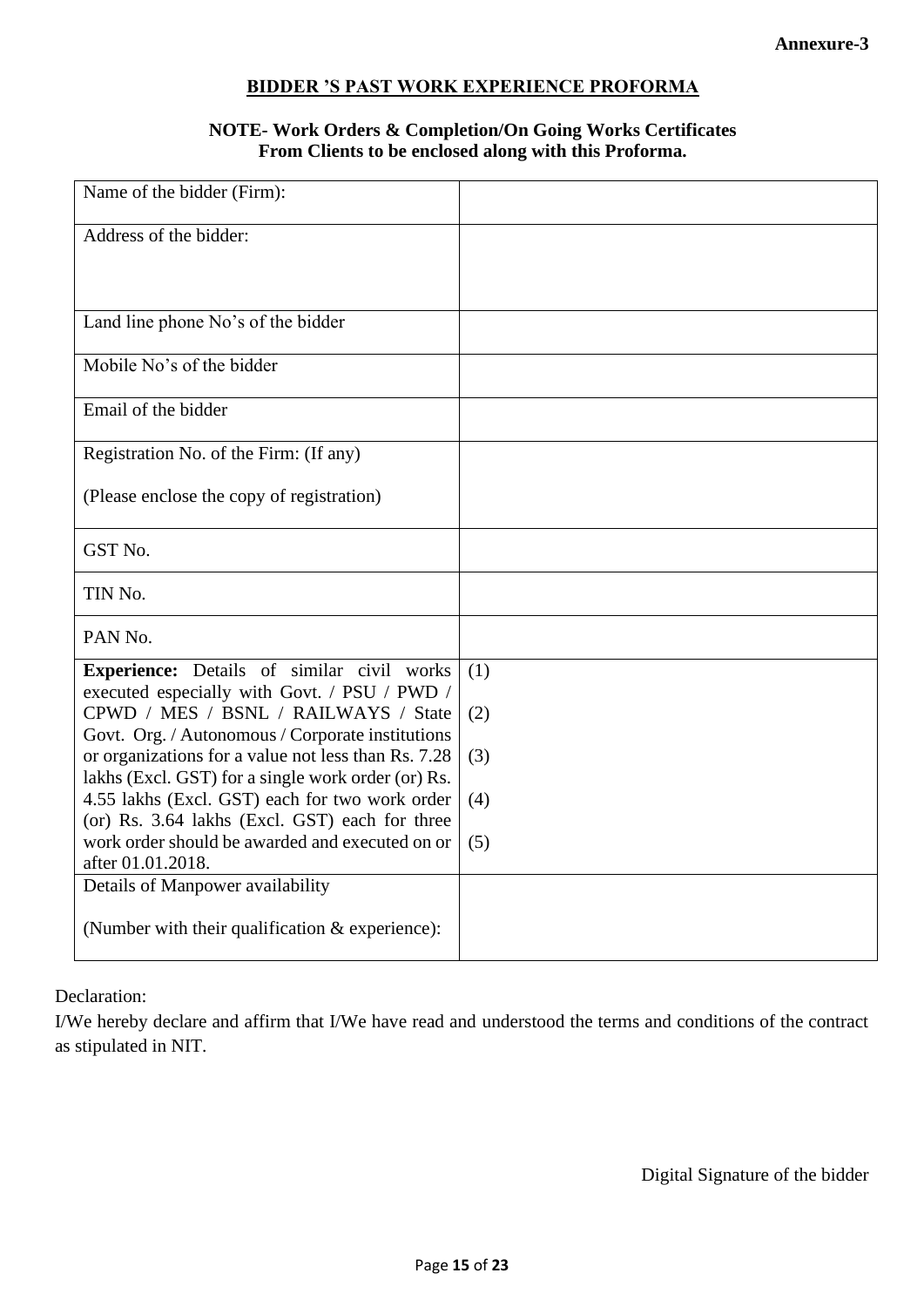**Annexure-3**

## BIDDER 'S PAST WORK EXPERIENCE PROFORMA

**NOTE- Work Orders & Completion/On Going Works Certificates From Clients to be enclosed along with this Proforma.**

| | |
|---|---|
| Name of the bidder (Firm): | |
| Address of the bidder: | |
| Land line phone No's of the bidder | |
| Mobile No's of the bidder | |
| Email of the bidder | |
| Registration No. of the Firm: (If any)<br><br>(Please enclose the copy of registration) | |
| GST No. | |
| TIN No. | |
| PAN No. | |
| **Experience:** Details of similar civil works executed especially with Govt. / PSU / PWD / CPWD / MES / BSNL / RAILWAYS / State Govt. Org. / Autonomous / Corporate institutions or organizations for a value not less than Rs. 7.28 lakhs (Excl. GST) for a single work order (or) Rs. 4.55 lakhs (Excl. GST) each for two work order (or) Rs. 3.64 lakhs (Excl. GST) each for three work order should be awarded and executed on or after 01.01.2018. | (1)<br><br>(2)<br><br>(3)<br><br>(4)<br><br>(5) |
| Details of Manpower availability<br><br>(Number with their qualification & experience): | |

Declaration:

I/We hereby declare and affirm that I/We have read and understood the terms and conditions of the contract as stipulated in NIT.

Digital Signature of the bidder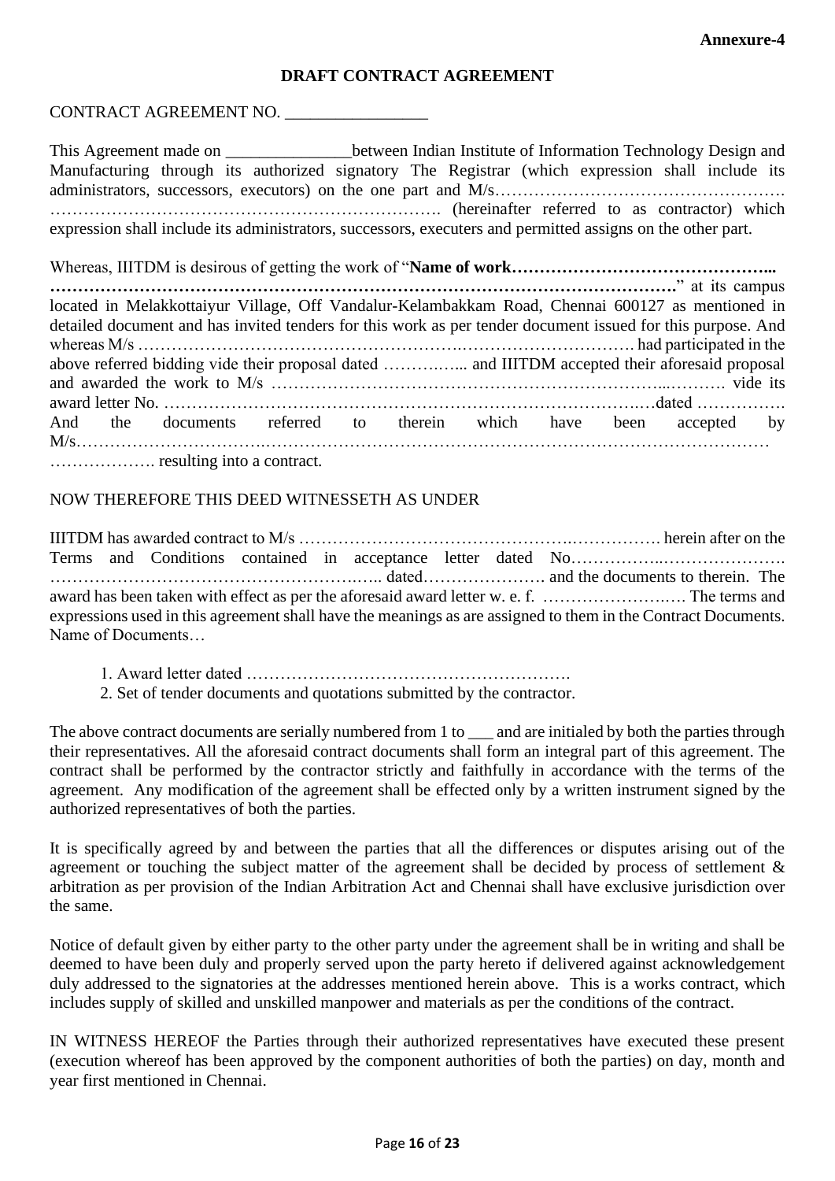**Annexure-4**

# DRAFT CONTRACT AGREEMENT

CONTRACT AGREEMENT NO. _________________

This Agreement made on _______________between Indian Institute of Information Technology Design and Manufacturing through its authorized signatory The Registrar (which expression shall include its administrators, successors, executors) on the one part and M/s……………………………………………. …………………………………………………………. (hereinafter referred to as contractor) which expression shall include its administrators, successors, executers and permitted assigns on the other part.

Whereas, IIITDM is desirous of getting the work of "**Name of work……………………………………... ………………………………………………………………………………………………….**" at its campus located in Melakkottaiyur Village, Off Vandalur-Kelambakkam Road, Chennai 600127 as mentioned in detailed document and has invited tenders for this work as per tender document issued for this purpose. And whereas M/s ………………………………………………….…………………………. had participated in the above referred bidding vide their proposal dated ……….…... and IIITDM accepted their aforesaid proposal and awarded the work to M/s ……………………………………………………………...………. vide its award letter No. ……………………………………………………………………….…dated ……………. And the documents referred to therein which have been accepted by M/s……………………………..………………………………………………………………………………… ………………. resulting into a contract.

NOW THEREFORE THIS DEED WITNESSETH AS UNDER

IIITDM has awarded contract to M/s ………………………………………….……………. herein after on the Terms and Conditions contained in acceptance letter dated No……………..…………………. …………………………………………….….. dated…………………. and the documents to therein. The award has been taken with effect as per the aforesaid award letter w. e. f. …………………..…. The terms and expressions used in this agreement shall have the meanings as are assigned to them in the Contract Documents. Name of Documents…

1. Award letter dated ………………………………………………….
2. Set of tender documents and quotations submitted by the contractor.

The above contract documents are serially numbered from 1 to ___ and are initialed by both the parties through their representatives. All the aforesaid contract documents shall form an integral part of this agreement. The contract shall be performed by the contractor strictly and faithfully in accordance with the terms of the agreement. Any modification of the agreement shall be effected only by a written instrument signed by the authorized representatives of both the parties.

It is specifically agreed by and between the parties that all the differences or disputes arising out of the agreement or touching the subject matter of the agreement shall be decided by process of settlement & arbitration as per provision of the Indian Arbitration Act and Chennai shall have exclusive jurisdiction over the same.

Notice of default given by either party to the other party under the agreement shall be in writing and shall be deemed to have been duly and properly served upon the party hereto if delivered against acknowledgement duly addressed to the signatories at the addresses mentioned herein above. This is a works contract, which includes supply of skilled and unskilled manpower and materials as per the conditions of the contract.

IN WITNESS HEREOF the Parties through their authorized representatives have executed these present (execution whereof has been approved by the component authorities of both the parties) on day, month and year first mentioned in Chennai.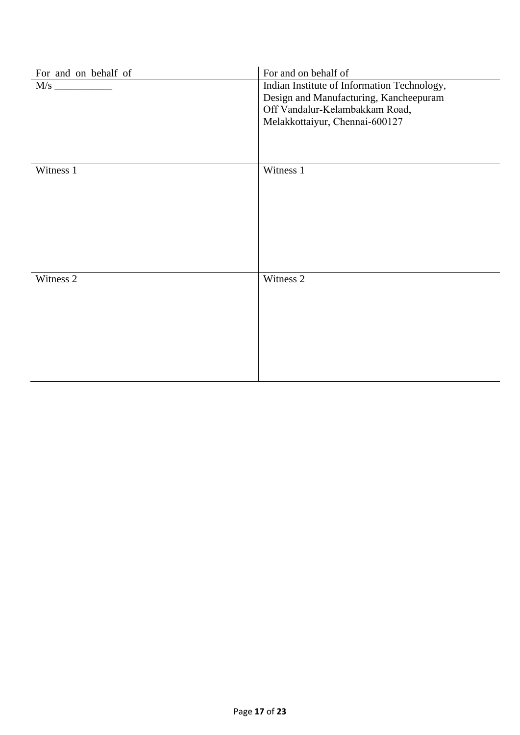| For and on behalf of | For and on behalf of |
|---|---|
| M/s ___________ | Indian Institute of Information Technology,<br>Design and Manufacturing, Kancheepuram<br>Off Vandalur-Kelambakkam Road,<br>Melakkottaiyur, Chennai-600127 |
| Witness 1 | Witness 1 |
| Witness 2 | Witness 2 |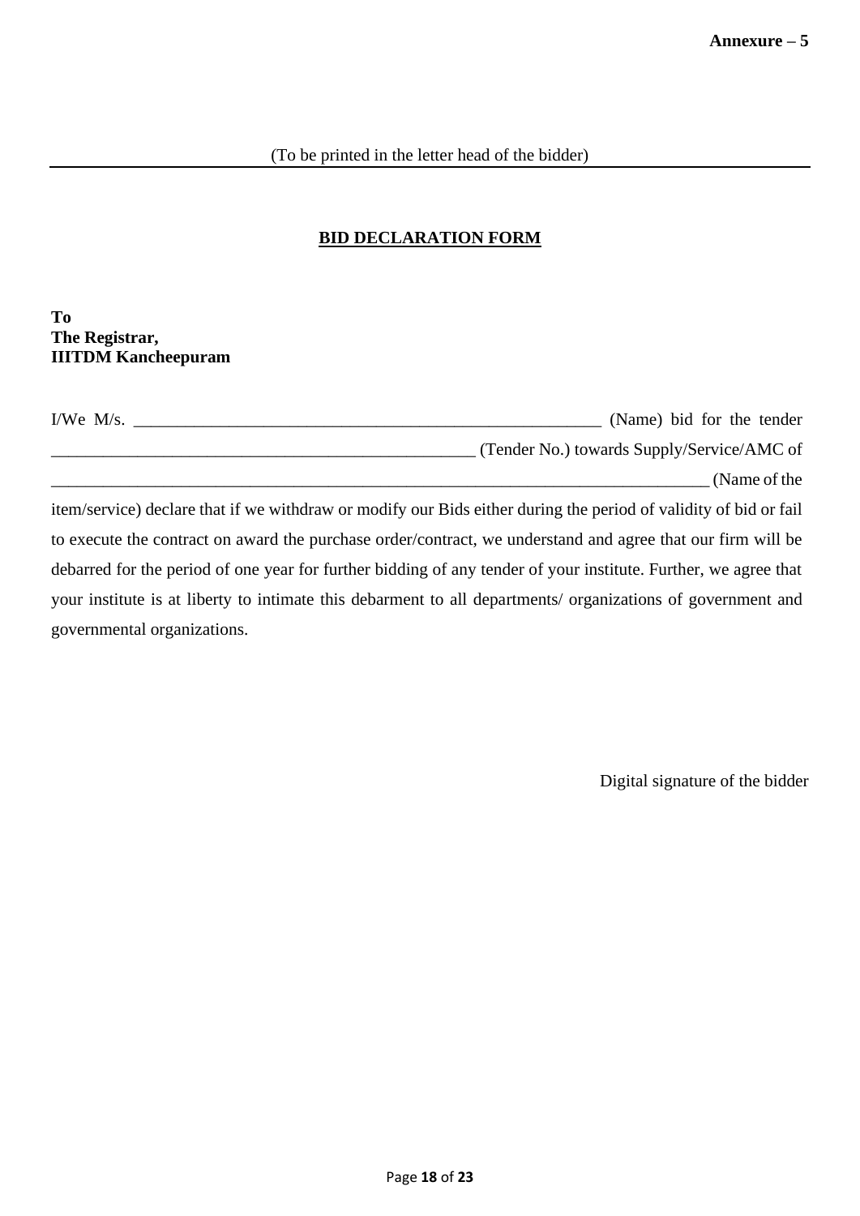**Annexure – 5**

(To be printed in the letter head of the bidder)

---

## BID DECLARATION FORM

**To**
**The Registrar,**
**IIITDM Kancheepuram**

I/We M/s. ________________________________________________________ (Name) bid for the tender __________________________________________________ (Tender No.) towards Supply/Service/AMC of ____________________________________________________________________________ (Name of the item/service) declare that if we withdraw or modify our Bids either during the period of validity of bid or fail to execute the contract on award the purchase order/contract, we understand and agree that our firm will be debarred for the period of one year for further bidding of any tender of your institute. Further, we agree that your institute is at liberty to intimate this debarment to all departments/ organizations of government and governmental organizations.

Digital signature of the bidder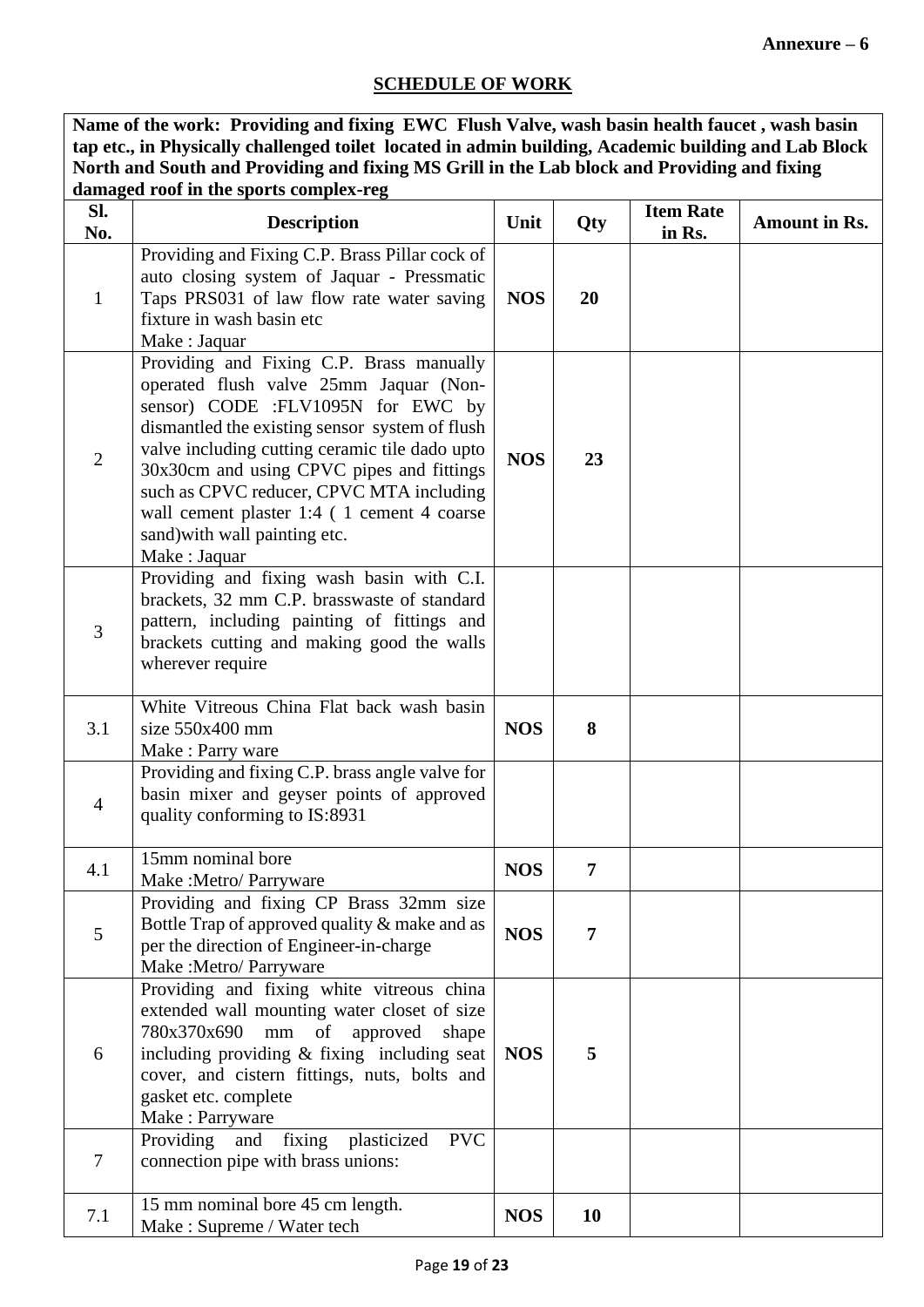**Annexure – 6**

## SCHEDULE OF WORK

**Name of the work: Providing and fixing EWC Flush Valve, wash basin health faucet , wash basin tap etc., in Physically challenged toilet located in admin building, Academic building and Lab Block North and South and Providing and fixing MS Grill in the Lab block and Providing and fixing damaged roof in the sports complex-reg**

| Sl. No. | Description | Unit | Qty | Item Rate in Rs. | Amount in Rs. |
|---|---|---|---|---|---|
| 1 | Providing and Fixing C.P. Brass Pillar cock of auto closing system of Jaquar - Pressmatic Taps PRS031 of law flow rate water saving fixture in wash basin etc<br>Make : Jaquar | **NOS** | **20** | | |
| 2 | Providing and Fixing C.P. Brass manually operated flush valve 25mm Jaquar (Non-sensor) CODE :FLV1095N for EWC by dismantled the existing sensor system of flush valve including cutting ceramic tile dado upto 30x30cm and using CPVC pipes and fittings such as CPVC reducer, CPVC MTA including wall cement plaster 1:4 ( 1 cement 4 coarse sand)with wall painting etc.<br>Make : Jaquar | **NOS** | **23** | | |
| 3 | Providing and fixing wash basin with C.I. brackets, 32 mm C.P. brasswaste of standard pattern, including painting of fittings and brackets cutting and making good the walls wherever require | | | | |
| 3.1 | White Vitreous China Flat back wash basin size 550x400 mm<br>Make : Parry ware | **NOS** | **8** | | |
| 4 | Providing and fixing C.P. brass angle valve for basin mixer and geyser points of approved quality conforming to IS:8931 | | | | |
| 4.1 | 15mm nominal bore<br>Make :Metro/ Parryware | **NOS** | **7** | | |
| 5 | Providing and fixing CP Brass 32mm size Bottle Trap of approved quality & make and as per the direction of Engineer-in-charge<br>Make :Metro/ Parryware | **NOS** | **7** | | |
| 6 | Providing and fixing white vitreous china extended wall mounting water closet of size 780x370x690 mm of approved shape including providing & fixing including seat cover, and cistern fittings, nuts, bolts and gasket etc. complete<br>Make : Parryware | **NOS** | **5** | | |
| 7 | Providing and fixing plasticized PVC connection pipe with brass unions: | | | | |
| 7.1 | 15 mm nominal bore 45 cm length.<br>Make : Supreme / Water tech | **NOS** | **10** | | |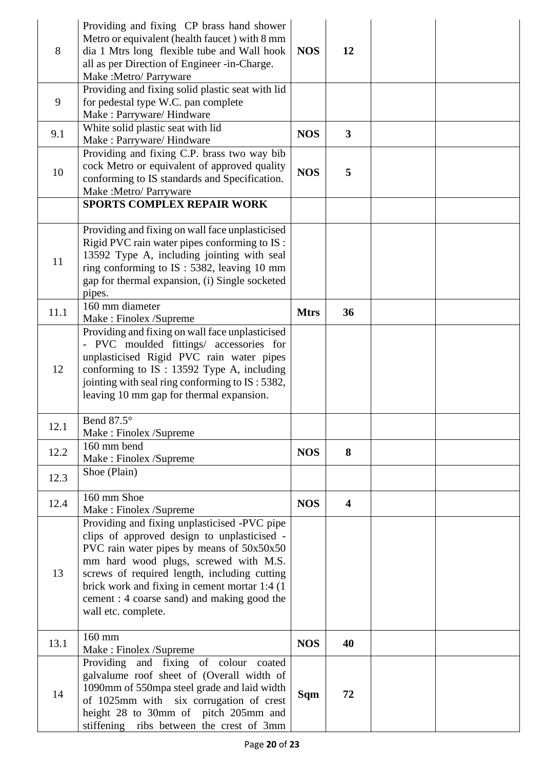| 8 | Providing and fixing CP brass hand shower Metro or equivalent (health faucet ) with 8 mm dia 1 Mtrs long flexible tube and Wall hook all as per Direction of Engineer -in-Charge.<br>Make :Metro/ Parryware | **NOS** | **12** | | |
|---|---|---|---|---|---|
| 9 | Providing and fixing solid plastic seat with lid for pedestal type W.C. pan complete<br>Make : Parryware/ Hindware | | | | |
| 9.1 | White solid plastic seat with lid<br>Make : Parryware/ Hindware | **NOS** | **3** | | |
| 10 | Providing and fixing C.P. brass two way bib cock Metro or equivalent of approved quality conforming to IS standards and Specification.<br>Make :Metro/ Parryware | **NOS** | **5** | | |
| | **SPORTS COMPLEX REPAIR WORK** | | | | |
| 11 | Providing and fixing on wall face unplasticised Rigid PVC rain water pipes conforming to IS : 13592 Type A, including jointing with seal ring conforming to IS : 5382, leaving 10 mm gap for thermal expansion, (i) Single socketed pipes. | | | | |
| 11.1 | 160 mm diameter<br>Make : Finolex /Supreme | **Mtrs** | **36** | | |
| 12 | Providing and fixing on wall face unplasticised - PVC moulded fittings/ accessories for unplasticised Rigid PVC rain water pipes conforming to IS : 13592 Type A, including jointing with seal ring conforming to IS : 5382, leaving 10 mm gap for thermal expansion. | | | | |
| 12.1 | Bend 87.5°<br>Make : Finolex /Supreme | | | | |
| 12.2 | 160 mm bend<br>Make : Finolex /Supreme | **NOS** | **8** | | |
| 12.3 | Shoe (Plain) | | | | |
| 12.4 | 160 mm Shoe<br>Make : Finolex /Supreme | **NOS** | **4** | | |
| 13 | Providing and fixing unplasticised -PVC pipe clips of approved design to unplasticised - PVC rain water pipes by means of 50x50x50 mm hard wood plugs, screwed with M.S. screws of required length, including cutting brick work and fixing in cement mortar 1:4 (1 cement : 4 coarse sand) and making good the wall etc. complete. | | | | |
| 13.1 | 160 mm<br>Make : Finolex /Supreme | **NOS** | **40** | | |
| 14 | Providing and fixing of colour coated galvalume roof sheet of (Overall width of 1090mm of 550mpa steel grade and laid width of 1025mm with six corrugation of crest height 28 to 30mm of pitch 205mm and stiffening ribs between the crest of 3mm | **Sqm** | **72** | | |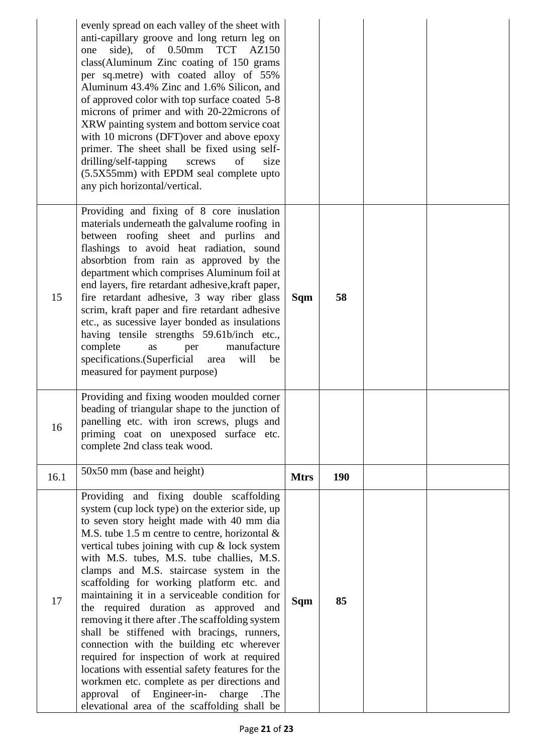| | | | | | |
|---|---|---|---|---|---|
| | evenly spread on each valley of the sheet with anti-capillary groove and long return leg on one side), of 0.50mm TCT AZ150 class(Aluminum Zinc coating of 150 grams per sq.metre) with coated alloy of 55% Aluminum 43.4% Zinc and 1.6% Silicon, and of approved color with top surface coated 5-8 microns of primer and with 20-22microns of XRW painting system and bottom service coat with 10 microns (DFT)over and above epoxy primer. The sheet shall be fixed using self-drilling/self-tapping screws of size (5.5X55mm) with EPDM seal complete upto any pich horizontal/vertical. | | | | |
| 15 | Providing and fixing of 8 core inuslation materials underneath the galvalume roofing in between roofing sheet and purlins and flashings to avoid heat radiation, sound absorbtion from rain as approved by the department which comprises Aluminum foil at end layers, fire retardant adhesive,kraft paper, fire retardant adhesive, 3 way riber glass scrim, kraft paper and fire retardant adhesive etc., as sucessive layer bonded as insulations having tensile strengths 59.61b/inch etc., complete as per manufacture specifications.(Superficial area will be measured for payment purpose) | **Sqm** | **58** | | |
| 16 | Providing and fixing wooden moulded corner beading of triangular shape to the junction of panelling etc. with iron screws, plugs and priming coat on unexposed surface etc. complete 2nd class teak wood. | | | | |
| 16.1 | 50x50 mm (base and height) | **Mtrs** | **190** | | |
| 17 | Providing and fixing double scaffolding system (cup lock type) on the exterior side, up to seven story height made with 40 mm dia M.S. tube 1.5 m centre to centre, horizontal & vertical tubes joining with cup & lock system with M.S. tubes, M.S. tube challies, M.S. clamps and M.S. staircase system in the scaffolding for working platform etc. and maintaining it in a serviceable condition for the required duration as approved and removing it there after .The scaffolding system shall be stiffened with bracings, runners, connection with the building etc wherever required for inspection of work at required locations with essential safety features for the workmen etc. complete as per directions and approval of Engineer-in- charge .The elevational area of the scaffolding shall be | **Sqm** | **85** | | |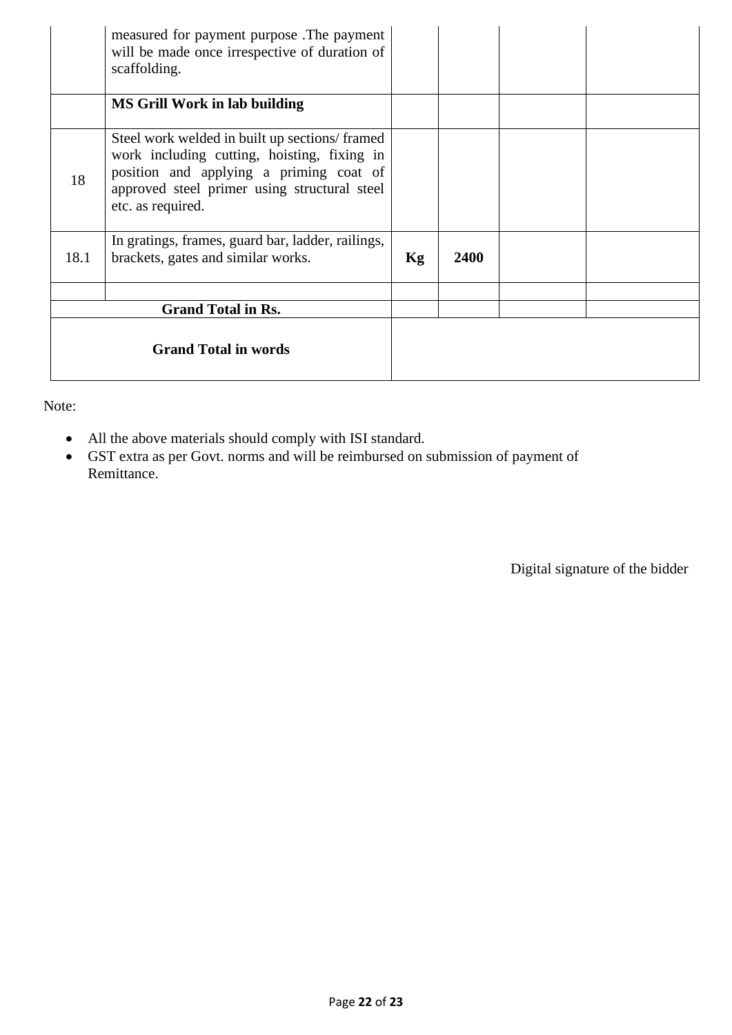| | | | | | |
|---|---|---|---|---|---|
| | measured for payment purpose .The payment will be made once irrespective of duration of scaffolding. | | | | |
| | **MS Grill Work in lab building** | | | | |
| 18 | Steel work welded in built up sections/ framed work including cutting, hoisting, fixing in position and applying a priming coat of approved steel primer using structural steel etc. as required. | | | | |
| 18.1 | In gratings, frames, guard bar, ladder, railings, brackets, gates and similar works. | **Kg** | **2400** | | |
| | | | | | |
| **Grand Total in Rs.** | | | | | |
| **Grand Total in words** | | | | | |

Note:

- All the above materials should comply with ISI standard.
- GST extra as per Govt. norms and will be reimbursed on submission of payment of Remittance.

Digital signature of the bidder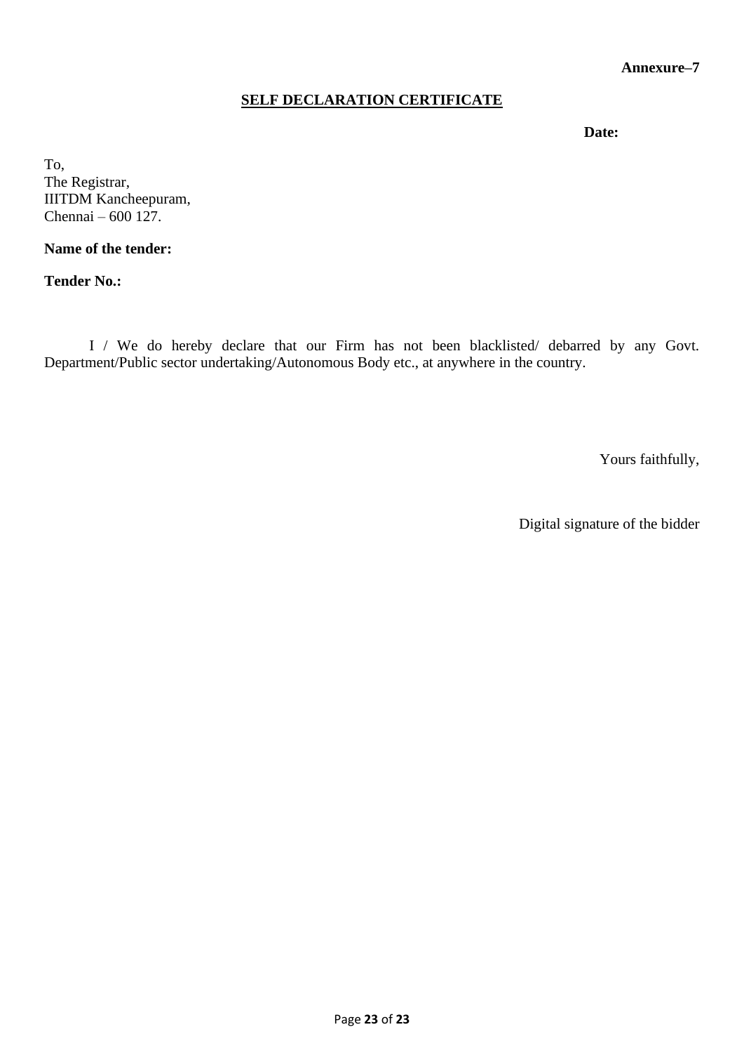**Annexure–7**

## SELF DECLARATION CERTIFICATE

**Date:**

To,
The Registrar,
IIITDM Kancheepuram,
Chennai – 600 127.

**Name of the tender:**

**Tender No.:**

I / We do hereby declare that our Firm has not been blacklisted/ debarred by any Govt. Department/Public sector undertaking/Autonomous Body etc., at anywhere in the country.

Yours faithfully,

Digital signature of the bidder